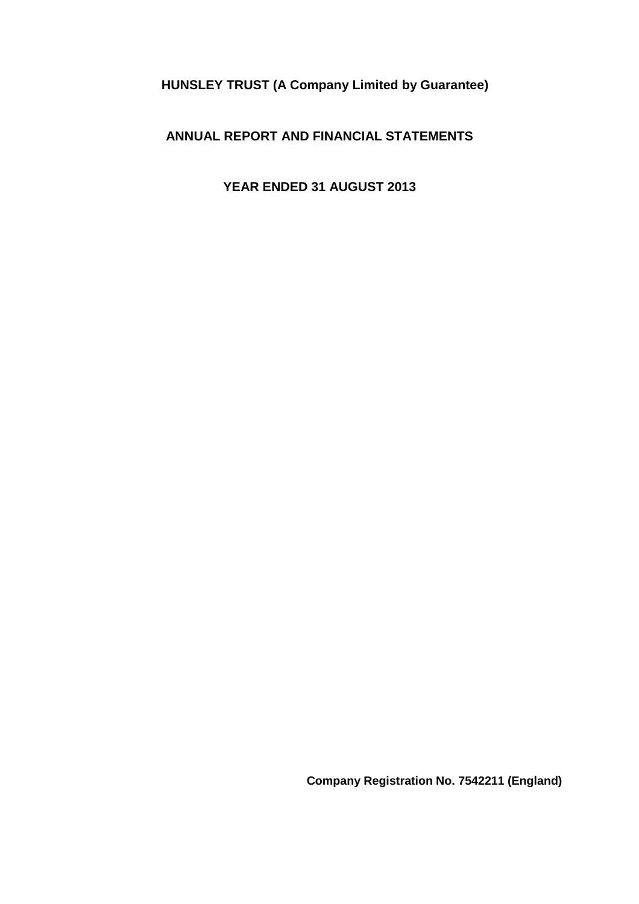# HUNSLEY TRUST (A Company Limited by Guarantee)

## ANNUAL REPORT AND FINANCIAL STATEMENTS

## YEAR ENDED 31 AUGUST 2013

**Company Registration No. 7542211 (England)**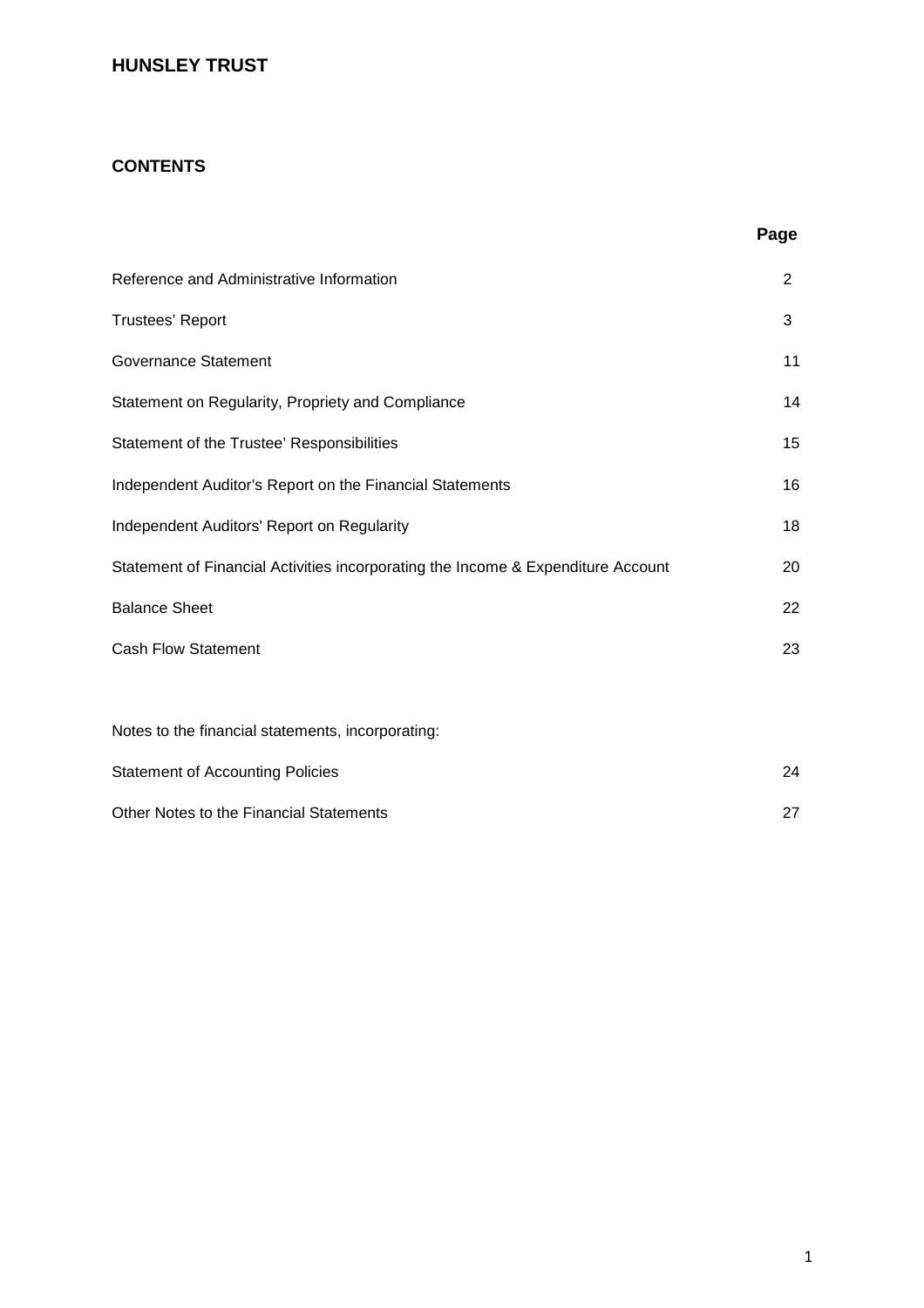# HUNSLEY TRUST

## CONTENTS

| | Page |
|---|---|
| Reference and Administrative Information | 2 |
| Trustees' Report | 3 |
| Governance Statement | 11 |
| Statement on Regularity, Propriety and Compliance | 14 |
| Statement of the Trustee' Responsibilities | 15 |
| Independent Auditor's Report on the Financial Statements | 16 |
| Independent Auditors' Report on Regularity | 18 |
| Statement of Financial Activities incorporating the Income & Expenditure Account | 20 |
| Balance Sheet | 22 |
| Cash Flow Statement | 23 |
| | |
| Notes to the financial statements, incorporating: | |
| Statement of Accounting Policies | 24 |
| Other Notes to the Financial Statements | 27 |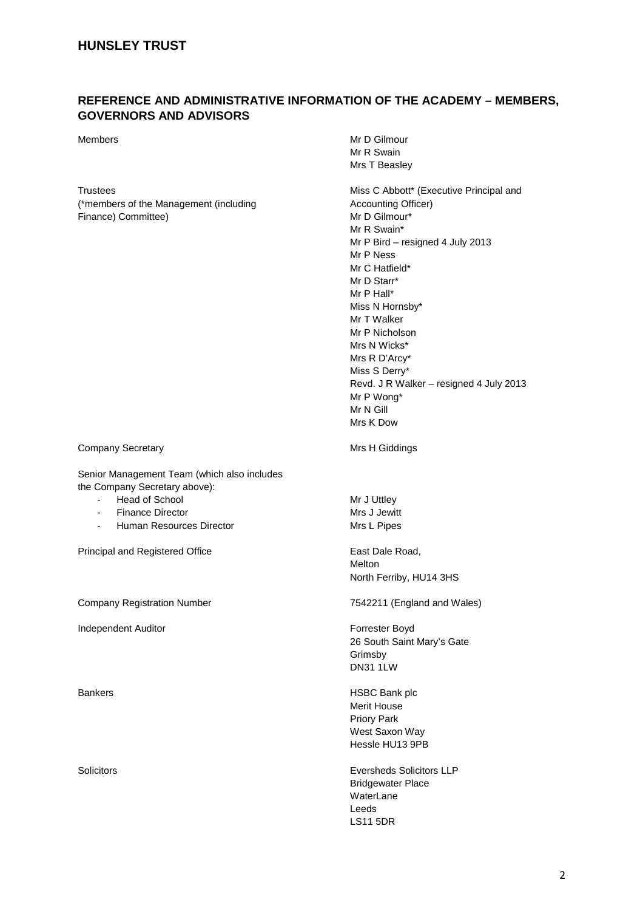# HUNSLEY TRUST

## REFERENCE AND ADMINISTRATIVE INFORMATION OF THE ACADEMY – MEMBERS, GOVERNORS AND ADVISORS

| | |
|---|---|
| Members | Mr D Gilmour<br>Mr R Swain<br>Mrs T Beasley |
| Trustees<br>(*members of the Management (including Finance) Committee) | Miss C Abbott* (Executive Principal and Accounting Officer)<br>Mr D Gilmour*<br>Mr R Swain*<br>Mr P Bird – resigned 4 July 2013<br>Mr P Ness<br>Mr C Hatfield*<br>Mr D Starr*<br>Mr P Hall*<br>Miss N Hornsby*<br>Mr T Walker<br>Mr P Nicholson<br>Mrs N Wicks*<br>Mrs R D'Arcy*<br>Miss S Derry*<br>Revd. J R Walker – resigned 4 July 2013<br>Mr P Wong*<br>Mr N Gill<br>Mrs K Dow |
| Company Secretary | Mrs H Giddings |
| Senior Management Team (which also includes the Company Secretary above): | |
| - Head of School | Mr J Uttley |
| - Finance Director | Mrs J Jewitt |
| - Human Resources Director | Mrs L Pipes |
| Principal and Registered Office | East Dale Road,<br>Melton<br>North Ferriby, HU14 3HS |
| Company Registration Number | 7542211 (England and Wales) |
| Independent Auditor | Forrester Boyd<br>26 South Saint Mary's Gate<br>Grimsby<br>DN31 1LW |
| Bankers | HSBC Bank plc<br>Merit House<br>Priory Park<br>West Saxon Way<br>Hessle HU13 9PB |
| Solicitors | Eversheds Solicitors LLP<br>Bridgewater Place<br>WaterLane<br>Leeds<br>LS11 5DR |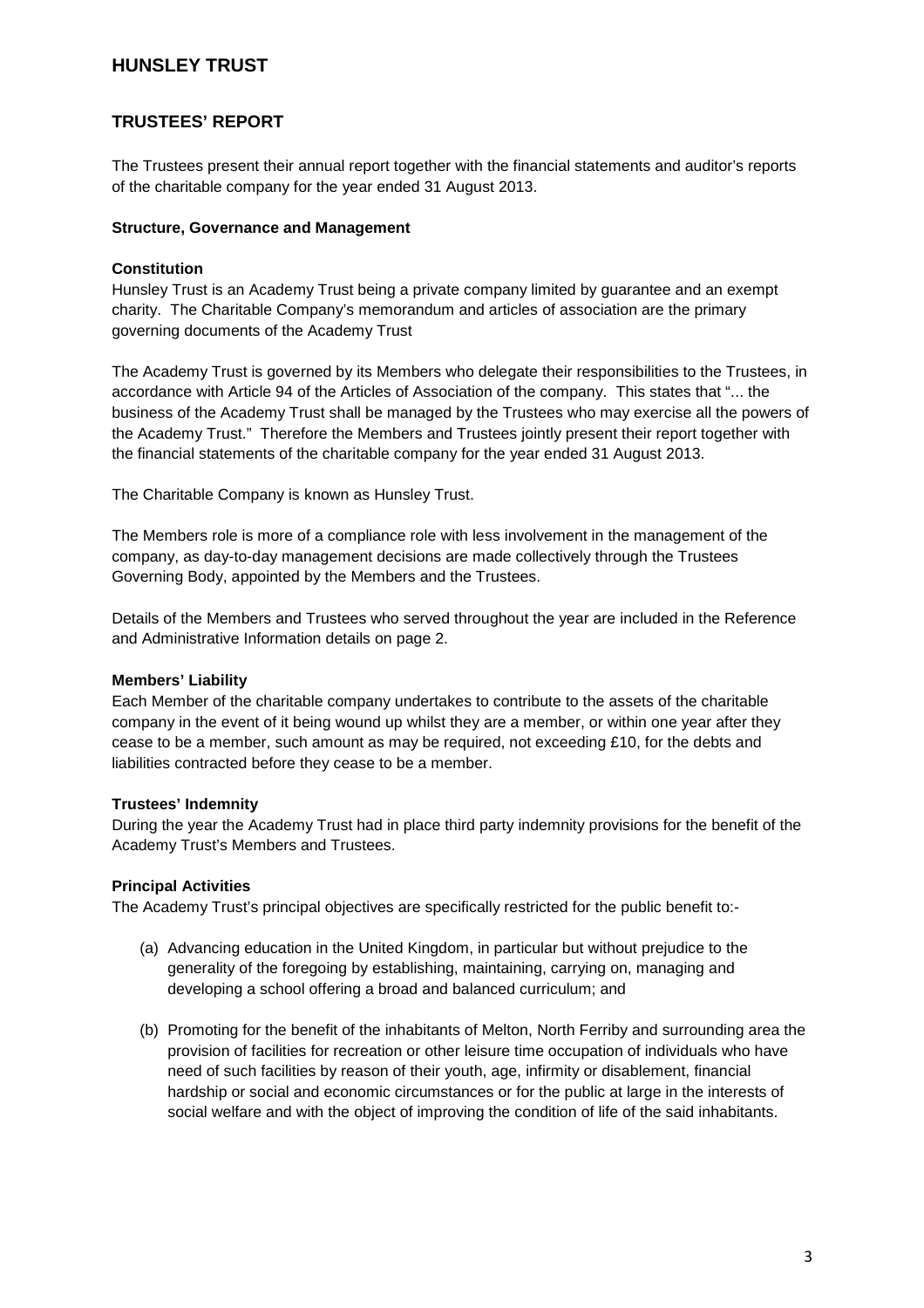# HUNSLEY TRUST

## TRUSTEES' REPORT

The Trustees present their annual report together with the financial statements and auditor's reports of the charitable company for the year ended 31 August 2013.

### Structure, Governance and Management

#### Constitution

Hunsley Trust is an Academy Trust being a private company limited by guarantee and an exempt charity. The Charitable Company's memorandum and articles of association are the primary governing documents of the Academy Trust

The Academy Trust is governed by its Members who delegate their responsibilities to the Trustees, in accordance with Article 94 of the Articles of Association of the company. This states that "... the business of the Academy Trust shall be managed by the Trustees who may exercise all the powers of the Academy Trust." Therefore the Members and Trustees jointly present their report together with the financial statements of the charitable company for the year ended 31 August 2013.

The Charitable Company is known as Hunsley Trust.

The Members role is more of a compliance role with less involvement in the management of the company, as day-to-day management decisions are made collectively through the Trustees Governing Body, appointed by the Members and the Trustees.

Details of the Members and Trustees who served throughout the year are included in the Reference and Administrative Information details on page 2.

#### Members' Liability

Each Member of the charitable company undertakes to contribute to the assets of the charitable company in the event of it being wound up whilst they are a member, or within one year after they cease to be a member, such amount as may be required, not exceeding £10, for the debts and liabilities contracted before they cease to be a member.

#### Trustees' Indemnity

During the year the Academy Trust had in place third party indemnity provisions for the benefit of the Academy Trust's Members and Trustees.

#### Principal Activities

The Academy Trust's principal objectives are specifically restricted for the public benefit to:-

(a) Advancing education in the United Kingdom, in particular but without prejudice to the generality of the foregoing by establishing, maintaining, carrying on, managing and developing a school offering a broad and balanced curriculum; and

(b) Promoting for the benefit of the inhabitants of Melton, North Ferriby and surrounding area the provision of facilities for recreation or other leisure time occupation of individuals who have need of such facilities by reason of their youth, age, infirmity or disablement, financial hardship or social and economic circumstances or for the public at large in the interests of social welfare and with the object of improving the condition of life of the said inhabitants.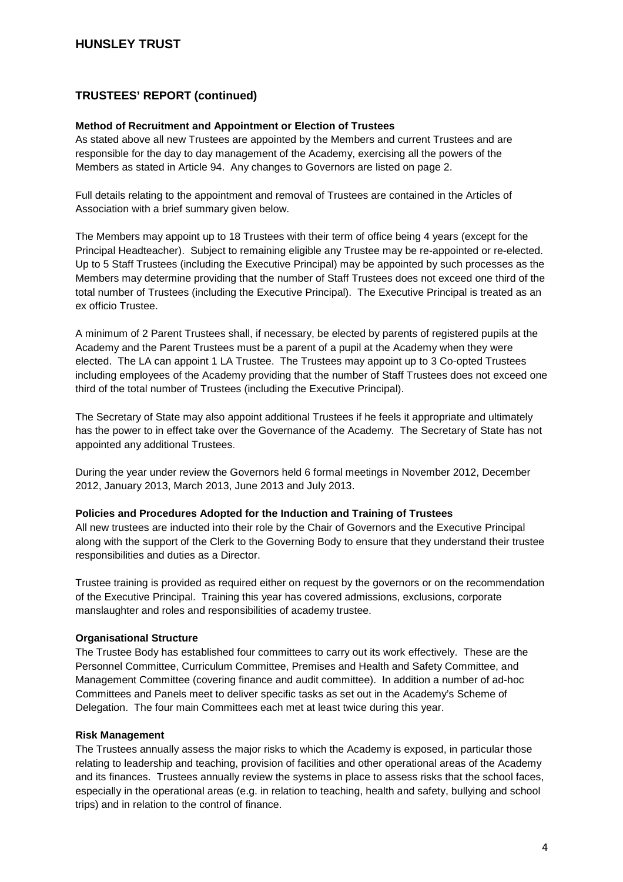## TRUSTEES' REPORT (continued)

**Method of Recruitment and Appointment or Election of Trustees**

As stated above all new Trustees are appointed by the Members and current Trustees and are responsible for the day to day management of the Academy, exercising all the powers of the Members as stated in Article 94. Any changes to Governors are listed on page 2.

Full details relating to the appointment and removal of Trustees are contained in the Articles of Association with a brief summary given below.

The Members may appoint up to 18 Trustees with their term of office being 4 years (except for the Principal Headteacher). Subject to remaining eligible any Trustee may be re-appointed or re-elected. Up to 5 Staff Trustees (including the Executive Principal) may be appointed by such processes as the Members may determine providing that the number of Staff Trustees does not exceed one third of the total number of Trustees (including the Executive Principal). The Executive Principal is treated as an ex officio Trustee.

A minimum of 2 Parent Trustees shall, if necessary, be elected by parents of registered pupils at the Academy and the Parent Trustees must be a parent of a pupil at the Academy when they were elected. The LA can appoint 1 LA Trustee. The Trustees may appoint up to 3 Co-opted Trustees including employees of the Academy providing that the number of Staff Trustees does not exceed one third of the total number of Trustees (including the Executive Principal).

The Secretary of State may also appoint additional Trustees if he feels it appropriate and ultimately has the power to in effect take over the Governance of the Academy. The Secretary of State has not appointed any additional Trustees.

During the year under review the Governors held 6 formal meetings in November 2012, December 2012, January 2013, March 2013, June 2013 and July 2013.

**Policies and Procedures Adopted for the Induction and Training of Trustees**

All new trustees are inducted into their role by the Chair of Governors and the Executive Principal along with the support of the Clerk to the Governing Body to ensure that they understand their trustee responsibilities and duties as a Director.

Trustee training is provided as required either on request by the governors or on the recommendation of the Executive Principal. Training this year has covered admissions, exclusions, corporate manslaughter and roles and responsibilities of academy trustee.

**Organisational Structure**

The Trustee Body has established four committees to carry out its work effectively. These are the Personnel Committee, Curriculum Committee, Premises and Health and Safety Committee, and Management Committee (covering finance and audit committee). In addition a number of ad-hoc Committees and Panels meet to deliver specific tasks as set out in the Academy's Scheme of Delegation. The four main Committees each met at least twice during this year.

**Risk Management**

The Trustees annually assess the major risks to which the Academy is exposed, in particular those relating to leadership and teaching, provision of facilities and other operational areas of the Academy and its finances. Trustees annually review the systems in place to assess risks that the school faces, especially in the operational areas (e.g. in relation to teaching, health and safety, bullying and school trips) and in relation to the control of finance.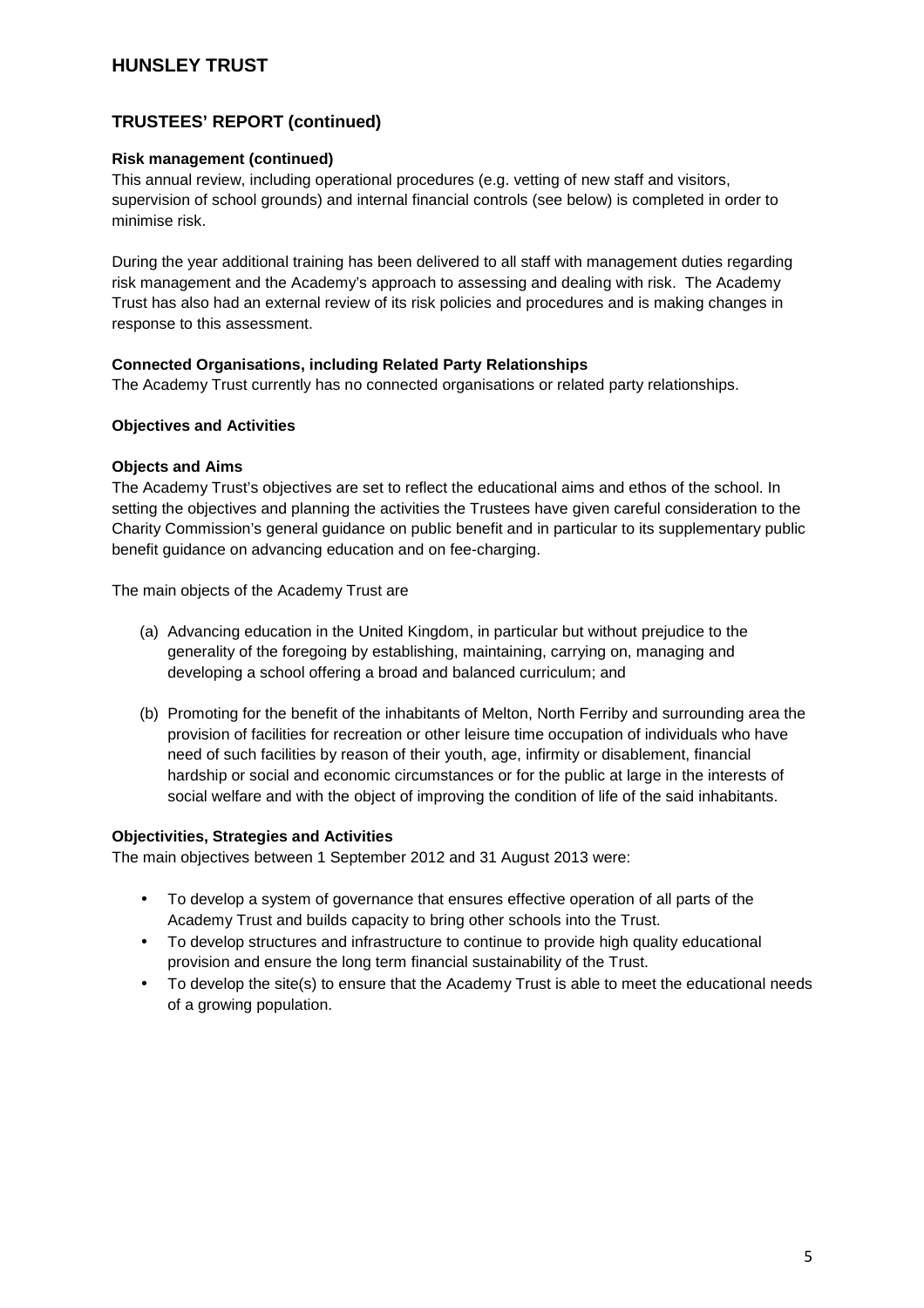# HUNSLEY TRUST

## TRUSTEES' REPORT (continued)

**Risk management (continued)**

This annual review, including operational procedures (e.g. vetting of new staff and visitors, supervision of school grounds) and internal financial controls (see below) is completed in order to minimise risk.

During the year additional training has been delivered to all staff with management duties regarding risk management and the Academy's approach to assessing and dealing with risk. The Academy Trust has also had an external review of its risk policies and procedures and is making changes in response to this assessment.

**Connected Organisations, including Related Party Relationships**

The Academy Trust currently has no connected organisations or related party relationships.

**Objectives and Activities**

**Objects and Aims**

The Academy Trust's objectives are set to reflect the educational aims and ethos of the school. In setting the objectives and planning the activities the Trustees have given careful consideration to the Charity Commission's general guidance on public benefit and in particular to its supplementary public benefit guidance on advancing education and on fee-charging.

The main objects of the Academy Trust are

(a) Advancing education in the United Kingdom, in particular but without prejudice to the generality of the foregoing by establishing, maintaining, carrying on, managing and developing a school offering a broad and balanced curriculum; and

(b) Promoting for the benefit of the inhabitants of Melton, North Ferriby and surrounding area the provision of facilities for recreation or other leisure time occupation of individuals who have need of such facilities by reason of their youth, age, infirmity or disablement, financial hardship or social and economic circumstances or for the public at large in the interests of social welfare and with the object of improving the condition of life of the said inhabitants.

**Objectivities, Strategies and Activities**

The main objectives between 1 September 2012 and 31 August 2013 were:

- To develop a system of governance that ensures effective operation of all parts of the Academy Trust and builds capacity to bring other schools into the Trust.
- To develop structures and infrastructure to continue to provide high quality educational provision and ensure the long term financial sustainability of the Trust.
- To develop the site(s) to ensure that the Academy Trust is able to meet the educational needs of a growing population.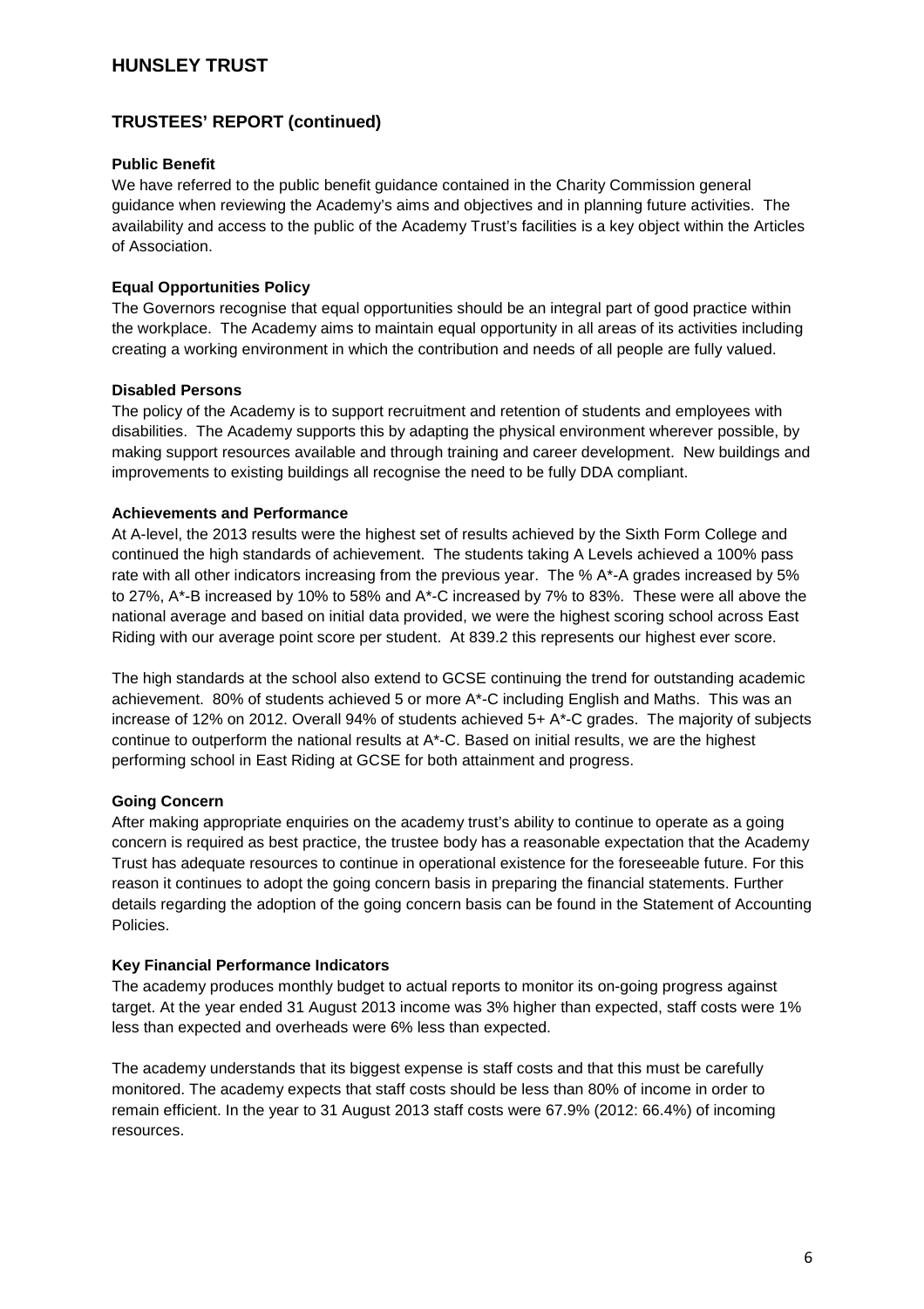# HUNSLEY TRUST

## TRUSTEES' REPORT (continued)

### Public Benefit

We have referred to the public benefit guidance contained in the Charity Commission general guidance when reviewing the Academy's aims and objectives and in planning future activities. The availability and access to the public of the Academy Trust's facilities is a key object within the Articles of Association.

### Equal Opportunities Policy

The Governors recognise that equal opportunities should be an integral part of good practice within the workplace. The Academy aims to maintain equal opportunity in all areas of its activities including creating a working environment in which the contribution and needs of all people are fully valued.

### Disabled Persons

The policy of the Academy is to support recruitment and retention of students and employees with disabilities. The Academy supports this by adapting the physical environment wherever possible, by making support resources available and through training and career development. New buildings and improvements to existing buildings all recognise the need to be fully DDA compliant.

### Achievements and Performance

At A-level, the 2013 results were the highest set of results achieved by the Sixth Form College and continued the high standards of achievement. The students taking A Levels achieved a 100% pass rate with all other indicators increasing from the previous year. The % A*-A grades increased by 5% to 27%, A*-B increased by 10% to 58% and A*-C increased by 7% to 83%. These were all above the national average and based on initial data provided, we were the highest scoring school across East Riding with our average point score per student. At 839.2 this represents our highest ever score.

The high standards at the school also extend to GCSE continuing the trend for outstanding academic achievement. 80% of students achieved 5 or more A*-C including English and Maths. This was an increase of 12% on 2012. Overall 94% of students achieved 5+ A*-C grades. The majority of subjects continue to outperform the national results at A*-C. Based on initial results, we are the highest performing school in East Riding at GCSE for both attainment and progress.

### Going Concern

After making appropriate enquiries on the academy trust's ability to continue to operate as a going concern is required as best practice, the trustee body has a reasonable expectation that the Academy Trust has adequate resources to continue in operational existence for the foreseeable future. For this reason it continues to adopt the going concern basis in preparing the financial statements. Further details regarding the adoption of the going concern basis can be found in the Statement of Accounting Policies.

### Key Financial Performance Indicators

The academy produces monthly budget to actual reports to monitor its on-going progress against target. At the year ended 31 August 2013 income was 3% higher than expected, staff costs were 1% less than expected and overheads were 6% less than expected.

The academy understands that its biggest expense is staff costs and that this must be carefully monitored. The academy expects that staff costs should be less than 80% of income in order to remain efficient. In the year to 31 August 2013 staff costs were 67.9% (2012: 66.4%) of incoming resources.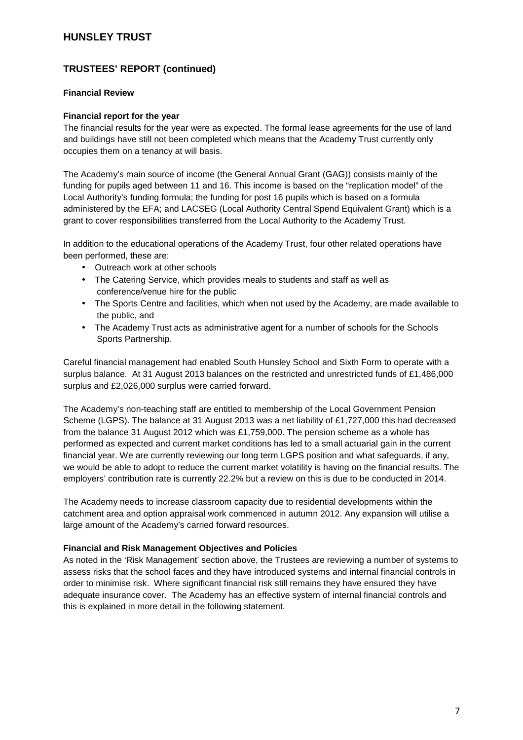# HUNSLEY TRUST

## TRUSTEES' REPORT (continued)

### Financial Review

**Financial report for the year**

The financial results for the year were as expected. The formal lease agreements for the use of land and buildings have still not been completed which means that the Academy Trust currently only occupies them on a tenancy at will basis.

The Academy's main source of income (the General Annual Grant (GAG)) consists mainly of the funding for pupils aged between 11 and 16. This income is based on the "replication model" of the Local Authority's funding formula; the funding for post 16 pupils which is based on a formula administered by the EFA; and LACSEG (Local Authority Central Spend Equivalent Grant) which is a grant to cover responsibilities transferred from the Local Authority to the Academy Trust.

In addition to the educational operations of the Academy Trust, four other related operations have been performed, these are:

- Outreach work at other schools
- The Catering Service, which provides meals to students and staff as well as conference/venue hire for the public
- The Sports Centre and facilities, which when not used by the Academy, are made available to the public, and
- The Academy Trust acts as administrative agent for a number of schools for the Schools Sports Partnership.

Careful financial management had enabled South Hunsley School and Sixth Form to operate with a surplus balance. At 31 August 2013 balances on the restricted and unrestricted funds of £1,486,000 surplus and £2,026,000 surplus were carried forward.

The Academy's non-teaching staff are entitled to membership of the Local Government Pension Scheme (LGPS). The balance at 31 August 2013 was a net liability of £1,727,000 this had decreased from the balance 31 August 2012 which was £1,759,000. The pension scheme as a whole has performed as expected and current market conditions has led to a small actuarial gain in the current financial year. We are currently reviewing our long term LGPS position and what safeguards, if any, we would be able to adopt to reduce the current market volatility is having on the financial results. The employers' contribution rate is currently 22.2% but a review on this is due to be conducted in 2014.

The Academy needs to increase classroom capacity due to residential developments within the catchment area and option appraisal work commenced in autumn 2012. Any expansion will utilise a large amount of the Academy's carried forward resources.

**Financial and Risk Management Objectives and Policies**

As noted in the 'Risk Management' section above, the Trustees are reviewing a number of systems to assess risks that the school faces and they have introduced systems and internal financial controls in order to minimise risk. Where significant financial risk still remains they have ensured they have adequate insurance cover. The Academy has an effective system of internal financial controls and this is explained in more detail in the following statement.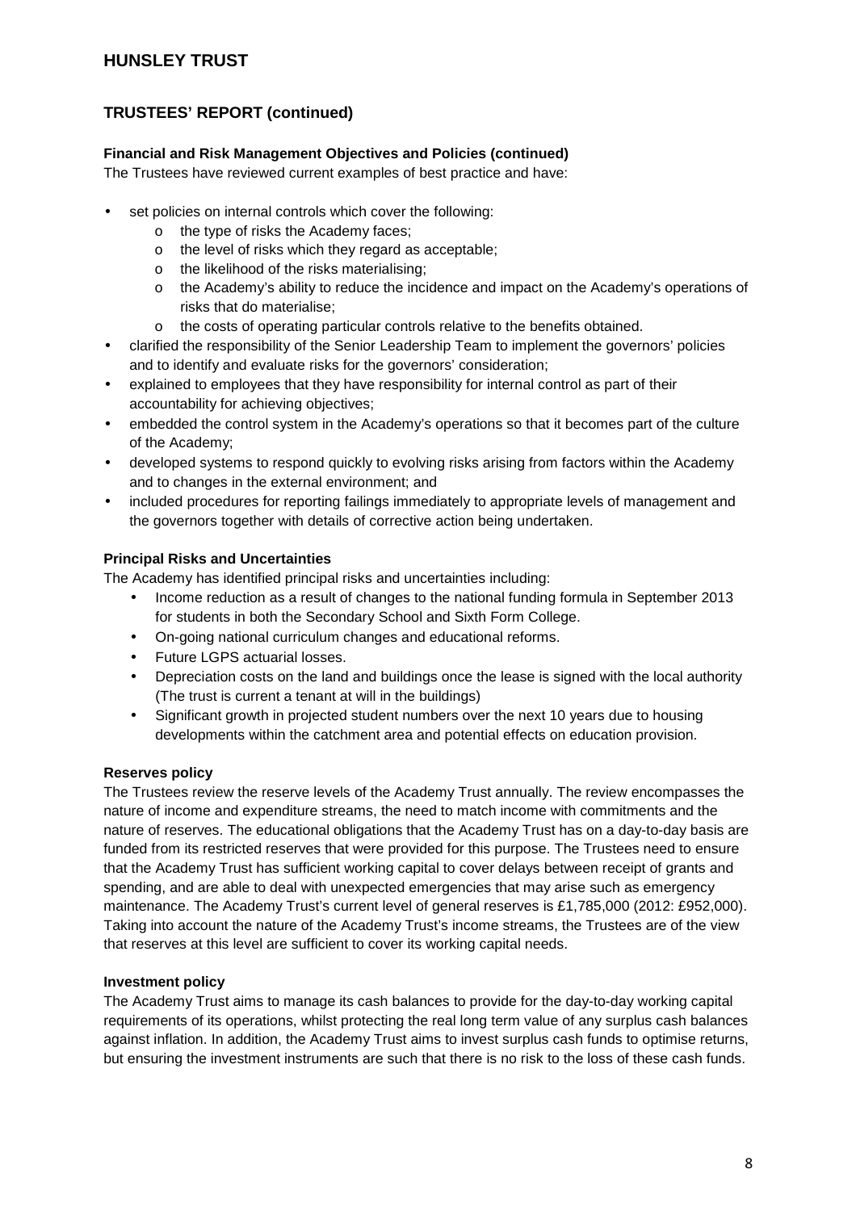## HUNSLEY TRUST

## TRUSTEES' REPORT (continued)

### Financial and Risk Management Objectives and Policies (continued)

The Trustees have reviewed current examples of best practice and have:

- set policies on internal controls which cover the following:
  - the type of risks the Academy faces;
  - the level of risks which they regard as acceptable;
  - the likelihood of the risks materialising;
  - the Academy's ability to reduce the incidence and impact on the Academy's operations of risks that do materialise;
  - the costs of operating particular controls relative to the benefits obtained.
- clarified the responsibility of the Senior Leadership Team to implement the governors' policies and to identify and evaluate risks for the governors' consideration;
- explained to employees that they have responsibility for internal control as part of their accountability for achieving objectives;
- embedded the control system in the Academy's operations so that it becomes part of the culture of the Academy;
- developed systems to respond quickly to evolving risks arising from factors within the Academy and to changes in the external environment; and
- included procedures for reporting failings immediately to appropriate levels of management and the governors together with details of corrective action being undertaken.

### Principal Risks and Uncertainties

The Academy has identified principal risks and uncertainties including:

- Income reduction as a result of changes to the national funding formula in September 2013 for students in both the Secondary School and Sixth Form College.
- On-going national curriculum changes and educational reforms.
- Future LGPS actuarial losses.
- Depreciation costs on the land and buildings once the lease is signed with the local authority (The trust is current a tenant at will in the buildings)
- Significant growth in projected student numbers over the next 10 years due to housing developments within the catchment area and potential effects on education provision.

### Reserves policy

The Trustees review the reserve levels of the Academy Trust annually. The review encompasses the nature of income and expenditure streams, the need to match income with commitments and the nature of reserves. The educational obligations that the Academy Trust has on a day-to-day basis are funded from its restricted reserves that were provided for this purpose. The Trustees need to ensure that the Academy Trust has sufficient working capital to cover delays between receipt of grants and spending, and are able to deal with unexpected emergencies that may arise such as emergency maintenance. The Academy Trust's current level of general reserves is £1,785,000 (2012: £952,000). Taking into account the nature of the Academy Trust's income streams, the Trustees are of the view that reserves at this level are sufficient to cover its working capital needs.

### Investment policy

The Academy Trust aims to manage its cash balances to provide for the day-to-day working capital requirements of its operations, whilst protecting the real long term value of any surplus cash balances against inflation. In addition, the Academy Trust aims to invest surplus cash funds to optimise returns, but ensuring the investment instruments are such that there is no risk to the loss of these cash funds.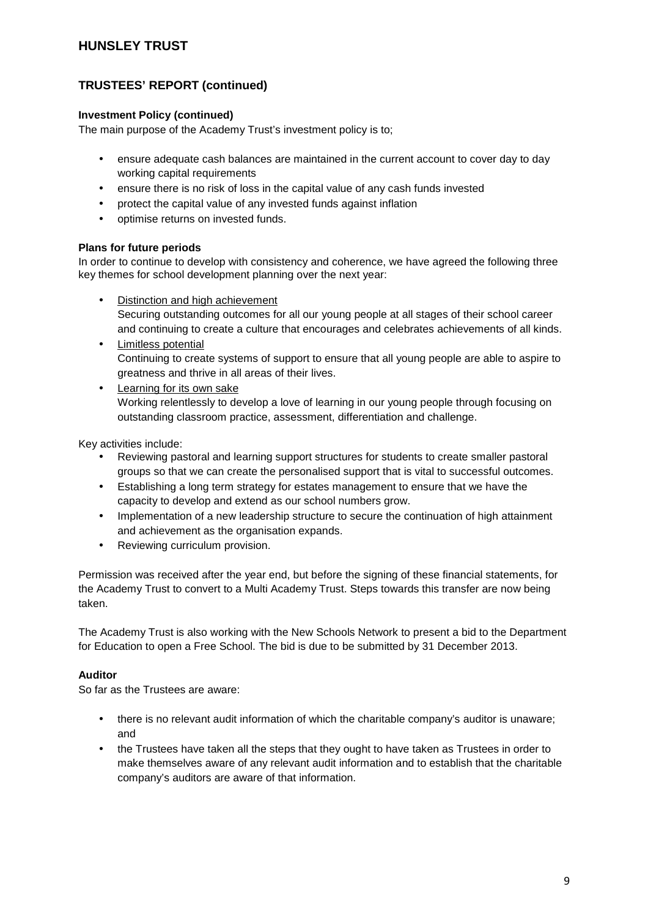## TRUSTEES' REPORT (continued)

### Investment Policy (continued)

The main purpose of the Academy Trust's investment policy is to;

- ensure adequate cash balances are maintained in the current account to cover day to day working capital requirements
- ensure there is no risk of loss in the capital value of any cash funds invested
- protect the capital value of any invested funds against inflation
- optimise returns on invested funds.

### Plans for future periods

In order to continue to develop with consistency and coherence, we have agreed the following three key themes for school development planning over the next year:

- Distinction and high achievement
  Securing outstanding outcomes for all our young people at all stages of their school career and continuing to create a culture that encourages and celebrates achievements of all kinds.
- Limitless potential
  Continuing to create systems of support to ensure that all young people are able to aspire to greatness and thrive in all areas of their lives.
- Learning for its own sake
  Working relentlessly to develop a love of learning in our young people through focusing on outstanding classroom practice, assessment, differentiation and challenge.

Key activities include:

- Reviewing pastoral and learning support structures for students to create smaller pastoral groups so that we can create the personalised support that is vital to successful outcomes.
- Establishing a long term strategy for estates management to ensure that we have the capacity to develop and extend as our school numbers grow.
- Implementation of a new leadership structure to secure the continuation of high attainment and achievement as the organisation expands.
- Reviewing curriculum provision.

Permission was received after the year end, but before the signing of these financial statements, for the Academy Trust to convert to a Multi Academy Trust. Steps towards this transfer are now being taken.

The Academy Trust is also working with the New Schools Network to present a bid to the Department for Education to open a Free School. The bid is due to be submitted by 31 December 2013.

### Auditor

So far as the Trustees are aware:

- there is no relevant audit information of which the charitable company's auditor is unaware; and
- the Trustees have taken all the steps that they ought to have taken as Trustees in order to make themselves aware of any relevant audit information and to establish that the charitable company's auditors are aware of that information.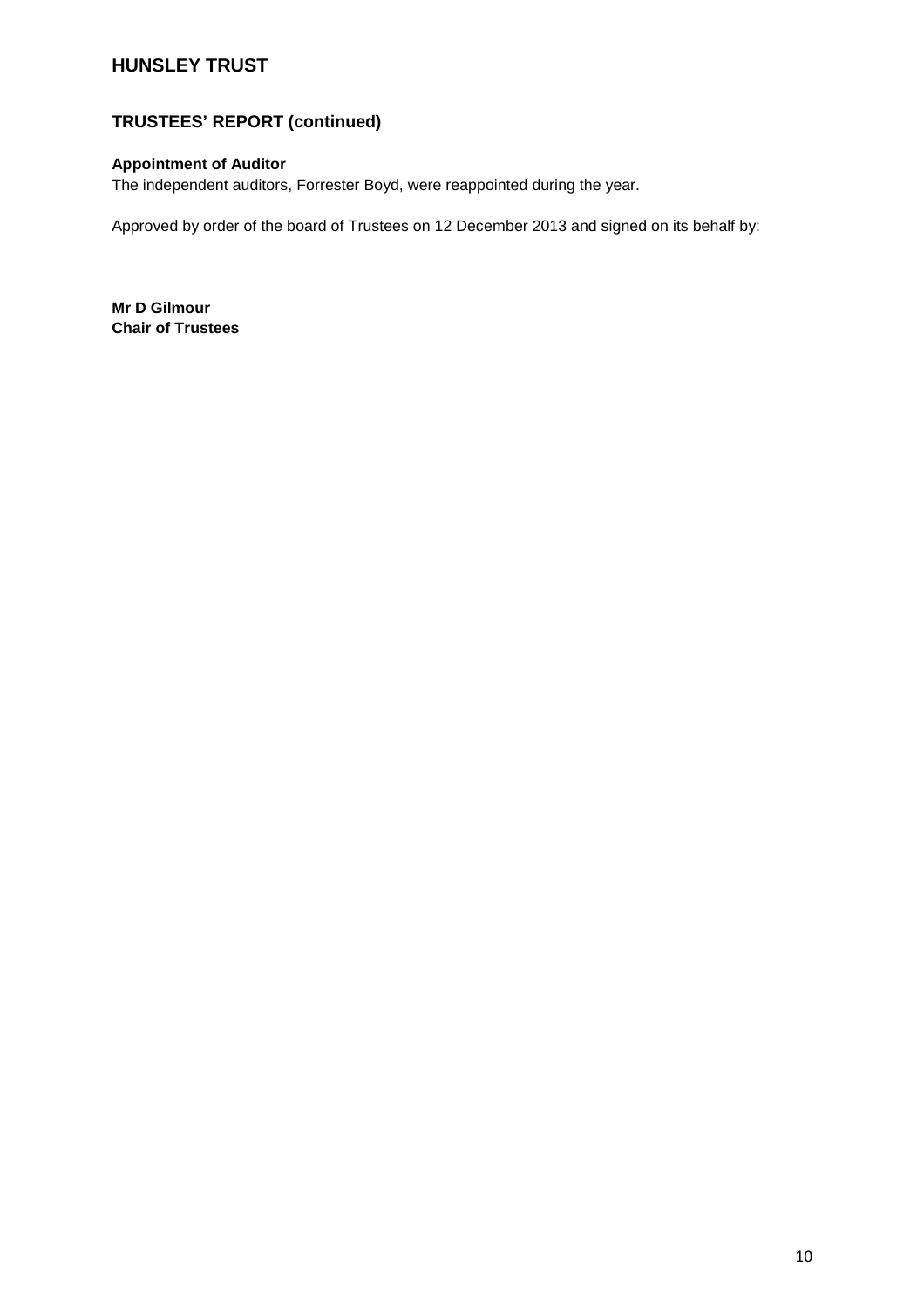# HUNSLEY TRUST

## TRUSTEES' REPORT (continued)

**Appointment of Auditor**

The independent auditors, Forrester Boyd, were reappointed during the year.

Approved by order of the board of Trustees on 12 December 2013 and signed on its behalf by:

**Mr D Gilmour**
**Chair of Trustees**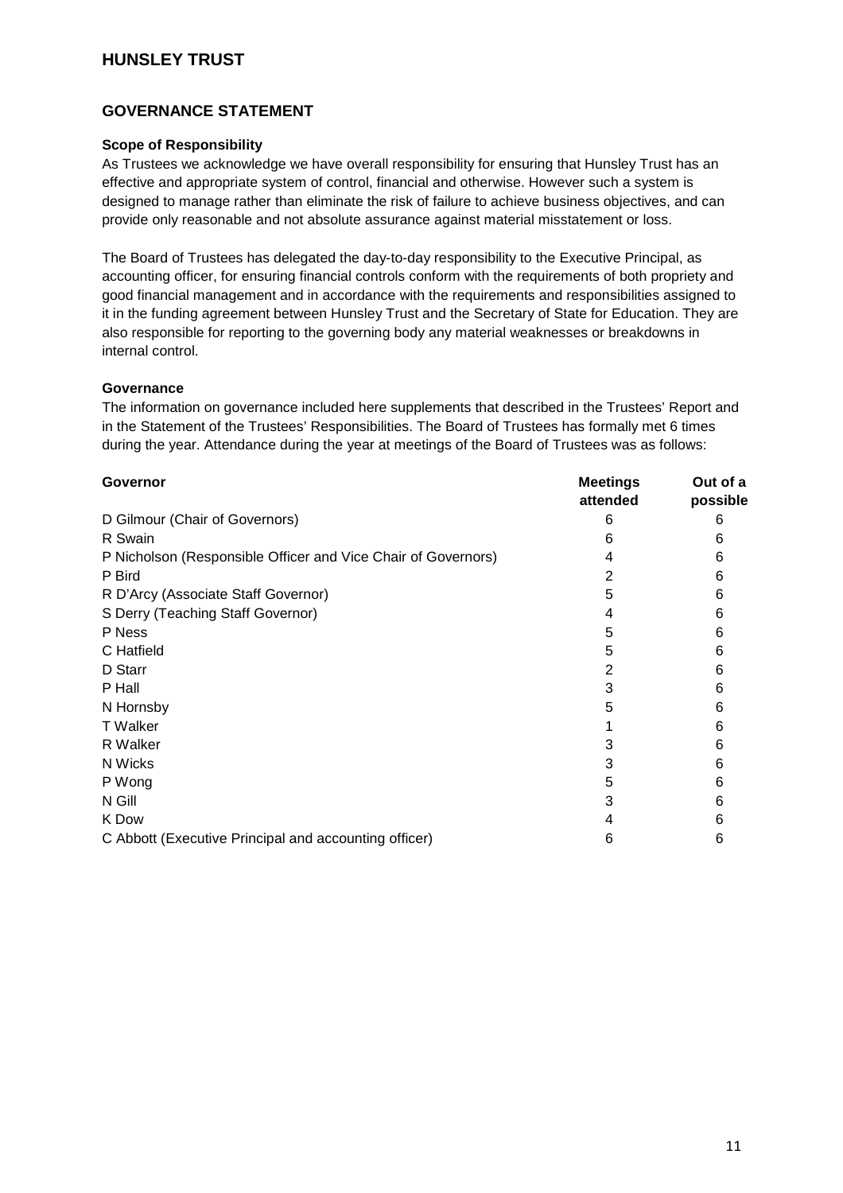# HUNSLEY TRUST

## GOVERNANCE STATEMENT

### Scope of Responsibility

As Trustees we acknowledge we have overall responsibility for ensuring that Hunsley Trust has an effective and appropriate system of control, financial and otherwise. However such a system is designed to manage rather than eliminate the risk of failure to achieve business objectives, and can provide only reasonable and not absolute assurance against material misstatement or loss.

The Board of Trustees has delegated the day-to-day responsibility to the Executive Principal, as accounting officer, for ensuring financial controls conform with the requirements of both propriety and good financial management and in accordance with the requirements and responsibilities assigned to it in the funding agreement between Hunsley Trust and the Secretary of State for Education. They are also responsible for reporting to the governing body any material weaknesses or breakdowns in internal control.

### Governance

The information on governance included here supplements that described in the Trustees' Report and in the Statement of the Trustees' Responsibilities. The Board of Trustees has formally met 6 times during the year. Attendance during the year at meetings of the Board of Trustees was as follows:

| Governor | Meetings attended | Out of a possible |
|---|---|---|
| D Gilmour (Chair of Governors) | 6 | 6 |
| R Swain | 6 | 6 |
| P Nicholson (Responsible Officer and Vice Chair of Governors) | 4 | 6 |
| P Bird | 2 | 6 |
| R D'Arcy (Associate Staff Governor) | 5 | 6 |
| S Derry (Teaching Staff Governor) | 4 | 6 |
| P Ness | 5 | 6 |
| C Hatfield | 5 | 6 |
| D Starr | 2 | 6 |
| P Hall | 3 | 6 |
| N Hornsby | 5 | 6 |
| T Walker | 1 | 6 |
| R Walker | 3 | 6 |
| N Wicks | 3 | 6 |
| P Wong | 5 | 6 |
| N Gill | 3 | 6 |
| K Dow | 4 | 6 |
| C Abbott (Executive Principal and accounting officer) | 6 | 6 |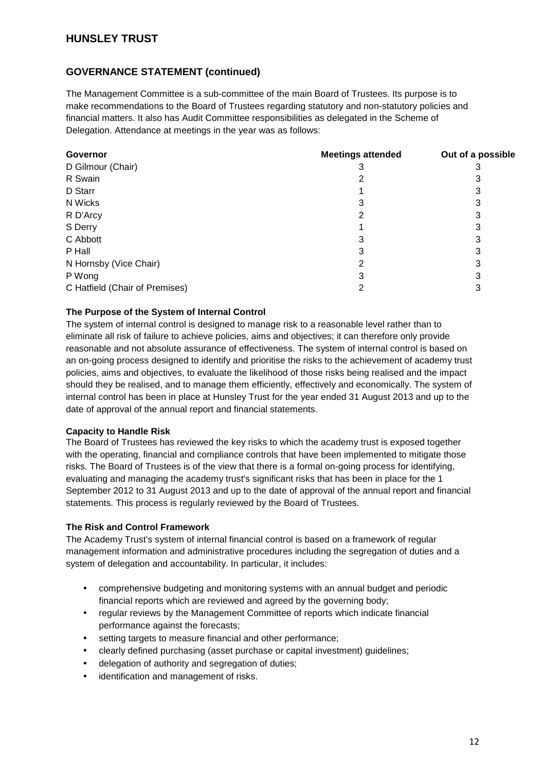## GOVERNANCE STATEMENT (continued)

The Management Committee is a sub-committee of the main Board of Trustees. Its purpose is to make recommendations to the Board of Trustees regarding statutory and non-statutory policies and financial matters. It also has Audit Committee responsibilities as delegated in the Scheme of Delegation. Attendance at meetings in the year was as follows:

| Governor | Meetings attended | Out of a possible |
| --- | --- | --- |
| D Gilmour (Chair) | 3 | 3 |
| R Swain | 2 | 3 |
| D Starr | 1 | 3 |
| N Wicks | 3 | 3 |
| R D'Arcy | 2 | 3 |
| S Derry | 1 | 3 |
| C Abbott | 3 | 3 |
| P Hall | 3 | 3 |
| N Hornsby (Vice Chair) | 2 | 3 |
| P Wong | 3 | 3 |
| C Hatfield (Chair of Premises) | 2 | 3 |

### The Purpose of the System of Internal Control

The system of internal control is designed to manage risk to a reasonable level rather than to eliminate all risk of failure to achieve policies, aims and objectives; it can therefore only provide reasonable and not absolute assurance of effectiveness. The system of internal control is based on an on-going process designed to identify and prioritise the risks to the achievement of academy trust policies, aims and objectives, to evaluate the likelihood of those risks being realised and the impact should they be realised, and to manage them efficiently, effectively and economically. The system of internal control has been in place at Hunsley Trust for the year ended 31 August 2013 and up to the date of approval of the annual report and financial statements.

### Capacity to Handle Risk

The Board of Trustees has reviewed the key risks to which the academy trust is exposed together with the operating, financial and compliance controls that have been implemented to mitigate those risks. The Board of Trustees is of the view that there is a formal on-going process for identifying, evaluating and managing the academy trust's significant risks that has been in place for the 1 September 2012 to 31 August 2013 and up to the date of approval of the annual report and financial statements. This process is regularly reviewed by the Board of Trustees.

### The Risk and Control Framework

The Academy Trust's system of internal financial control is based on a framework of regular management information and administrative procedures including the segregation of duties and a system of delegation and accountability. In particular, it includes:

- comprehensive budgeting and monitoring systems with an annual budget and periodic financial reports which are reviewed and agreed by the governing body;
- regular reviews by the Management Committee of reports which indicate financial performance against the forecasts;
- setting targets to measure financial and other performance;
- clearly defined purchasing (asset purchase or capital investment) guidelines;
- delegation of authority and segregation of duties;
- identification and management of risks.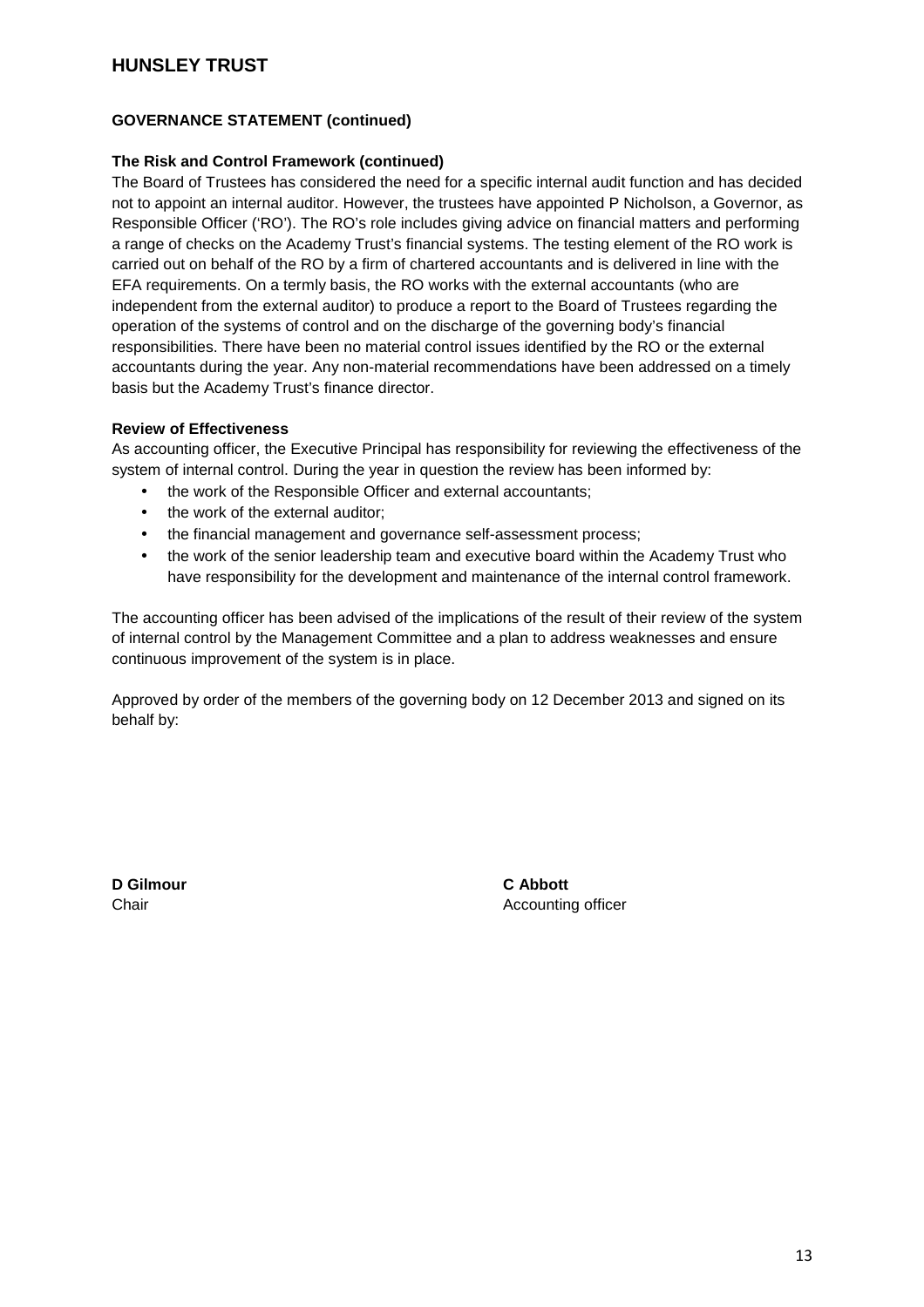## GOVERNANCE STATEMENT (continued)

### The Risk and Control Framework (continued)

The Board of Trustees has considered the need for a specific internal audit function and has decided not to appoint an internal auditor. However, the trustees have appointed P Nicholson, a Governor, as Responsible Officer ('RO'). The RO's role includes giving advice on financial matters and performing a range of checks on the Academy Trust's financial systems. The testing element of the RO work is carried out on behalf of the RO by a firm of chartered accountants and is delivered in line with the EFA requirements. On a termly basis, the RO works with the external accountants (who are independent from the external auditor) to produce a report to the Board of Trustees regarding the operation of the systems of control and on the discharge of the governing body's financial responsibilities. There have been no material control issues identified by the RO or the external accountants during the year. Any non-material recommendations have been addressed on a timely basis but the Academy Trust's finance director.

### Review of Effectiveness

As accounting officer, the Executive Principal has responsibility for reviewing the effectiveness of the system of internal control. During the year in question the review has been informed by:

- the work of the Responsible Officer and external accountants;
- the work of the external auditor;
- the financial management and governance self-assessment process;
- the work of the senior leadership team and executive board within the Academy Trust who have responsibility for the development and maintenance of the internal control framework.

The accounting officer has been advised of the implications of the result of their review of the system of internal control by the Management Committee and a plan to address weaknesses and ensure continuous improvement of the system is in place.

Approved by order of the members of the governing body on 12 December 2013 and signed on its behalf by:

**D Gilmour**
Chair

**C Abbott**
Accounting officer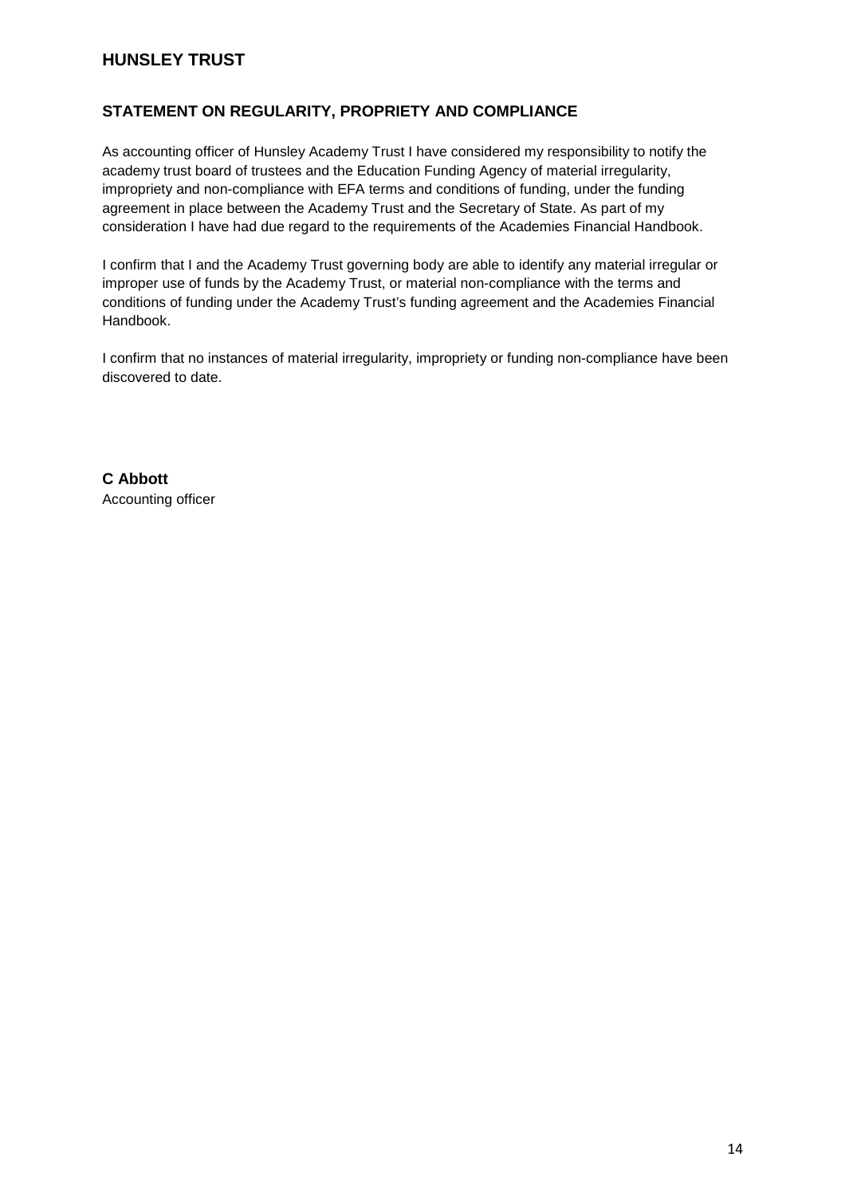# HUNSLEY TRUST

## STATEMENT ON REGULARITY, PROPRIETY AND COMPLIANCE

As accounting officer of Hunsley Academy Trust I have considered my responsibility to notify the academy trust board of trustees and the Education Funding Agency of material irregularity, impropriety and non-compliance with EFA terms and conditions of funding, under the funding agreement in place between the Academy Trust and the Secretary of State. As part of my consideration I have had due regard to the requirements of the Academies Financial Handbook.

I confirm that I and the Academy Trust governing body are able to identify any material irregular or improper use of funds by the Academy Trust, or material non-compliance with the terms and conditions of funding under the Academy Trust's funding agreement and the Academies Financial Handbook.

I confirm that no instances of material irregularity, impropriety or funding non-compliance have been discovered to date.

**C Abbott**
Accounting officer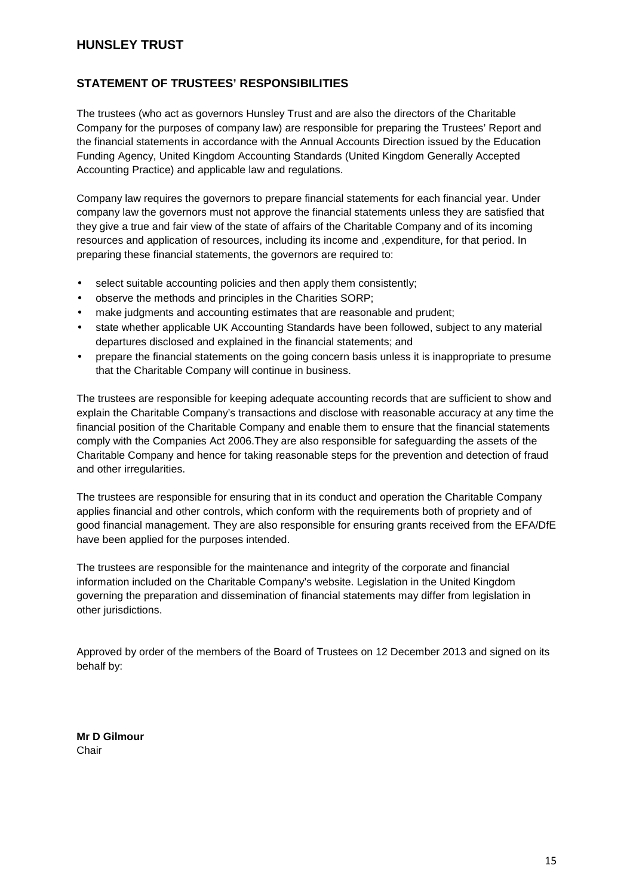# HUNSLEY TRUST

## STATEMENT OF TRUSTEES' RESPONSIBILITIES

The trustees (who act as governors Hunsley Trust and are also the directors of the Charitable Company for the purposes of company law) are responsible for preparing the Trustees' Report and the financial statements in accordance with the Annual Accounts Direction issued by the Education Funding Agency, United Kingdom Accounting Standards (United Kingdom Generally Accepted Accounting Practice) and applicable law and regulations.

Company law requires the governors to prepare financial statements for each financial year. Under company law the governors must not approve the financial statements unless they are satisfied that they give a true and fair view of the state of affairs of the Charitable Company and of its incoming resources and application of resources, including its income and ,expenditure, for that period. In preparing these financial statements, the governors are required to:

- select suitable accounting policies and then apply them consistently;
- observe the methods and principles in the Charities SORP;
- make judgments and accounting estimates that are reasonable and prudent;
- state whether applicable UK Accounting Standards have been followed, subject to any material departures disclosed and explained in the financial statements; and
- prepare the financial statements on the going concern basis unless it is inappropriate to presume that the Charitable Company will continue in business.

The trustees are responsible for keeping adequate accounting records that are sufficient to show and explain the Charitable Company's transactions and disclose with reasonable accuracy at any time the financial position of the Charitable Company and enable them to ensure that the financial statements comply with the Companies Act 2006.They are also responsible for safeguarding the assets of the Charitable Company and hence for taking reasonable steps for the prevention and detection of fraud and other irregularities.

The trustees are responsible for ensuring that in its conduct and operation the Charitable Company applies financial and other controls, which conform with the requirements both of propriety and of good financial management. They are also responsible for ensuring grants received from the EFA/DfE have been applied for the purposes intended.

The trustees are responsible for the maintenance and integrity of the corporate and financial information included on the Charitable Company's website. Legislation in the United Kingdom governing the preparation and dissemination of financial statements may differ from legislation in other jurisdictions.

Approved by order of the members of the Board of Trustees on 12 December 2013 and signed on its behalf by:

**Mr D Gilmour**
Chair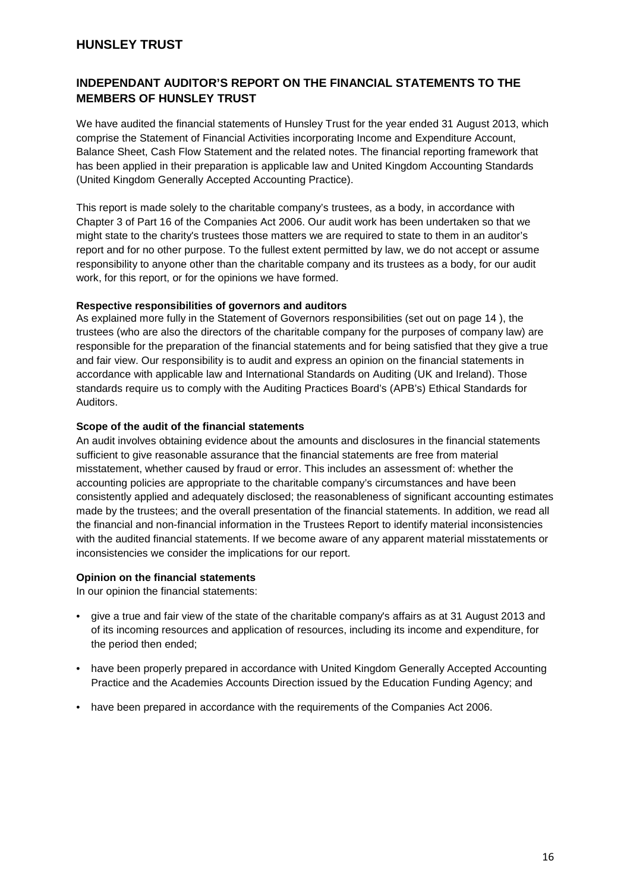## INDEPENDANT AUDITOR'S REPORT ON THE FINANCIAL STATEMENTS TO THE MEMBERS OF HUNSLEY TRUST

We have audited the financial statements of Hunsley Trust for the year ended 31 August 2013, which comprise the Statement of Financial Activities incorporating Income and Expenditure Account, Balance Sheet, Cash Flow Statement and the related notes. The financial reporting framework that has been applied in their preparation is applicable law and United Kingdom Accounting Standards (United Kingdom Generally Accepted Accounting Practice).

This report is made solely to the charitable company's trustees, as a body, in accordance with Chapter 3 of Part 16 of the Companies Act 2006. Our audit work has been undertaken so that we might state to the charity's trustees those matters we are required to state to them in an auditor's report and for no other purpose. To the fullest extent permitted by law, we do not accept or assume responsibility to anyone other than the charitable company and its trustees as a body, for our audit work, for this report, or for the opinions we have formed.

**Respective responsibilities of governors and auditors**

As explained more fully in the Statement of Governors responsibilities (set out on page 14 ), the trustees (who are also the directors of the charitable company for the purposes of company law) are responsible for the preparation of the financial statements and for being satisfied that they give a true and fair view. Our responsibility is to audit and express an opinion on the financial statements in accordance with applicable law and International Standards on Auditing (UK and Ireland). Those standards require us to comply with the Auditing Practices Board's (APB's) Ethical Standards for Auditors.

**Scope of the audit of the financial statements**

An audit involves obtaining evidence about the amounts and disclosures in the financial statements sufficient to give reasonable assurance that the financial statements are free from material misstatement, whether caused by fraud or error. This includes an assessment of: whether the accounting policies are appropriate to the charitable company's circumstances and have been consistently applied and adequately disclosed; the reasonableness of significant accounting estimates made by the trustees; and the overall presentation of the financial statements. In addition, we read all the financial and non-financial information in the Trustees Report to identify material inconsistencies with the audited financial statements. If we become aware of any apparent material misstatements or inconsistencies we consider the implications for our report.

**Opinion on the financial statements**

In our opinion the financial statements:

- give a true and fair view of the state of the charitable company's affairs as at 31 August 2013 and of its incoming resources and application of resources, including its income and expenditure, for the period then ended;
- have been properly prepared in accordance with United Kingdom Generally Accepted Accounting Practice and the Academies Accounts Direction issued by the Education Funding Agency; and
- have been prepared in accordance with the requirements of the Companies Act 2006.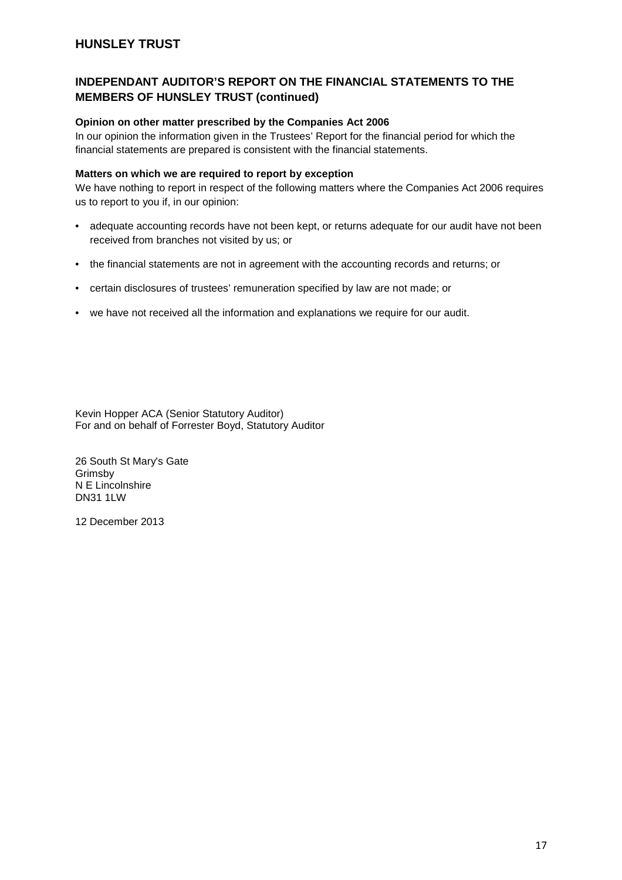## INDEPENDANT AUDITOR'S REPORT ON THE FINANCIAL STATEMENTS TO THE MEMBERS OF HUNSLEY TRUST (continued)

**Opinion on other matter prescribed by the Companies Act 2006**

In our opinion the information given in the Trustees' Report for the financial period for which the financial statements are prepared is consistent with the financial statements.

**Matters on which we are required to report by exception**

We have nothing to report in respect of the following matters where the Companies Act 2006 requires us to report to you if, in our opinion:

- adequate accounting records have not been kept, or returns adequate for our audit have not been received from branches not visited by us; or
- the financial statements are not in agreement with the accounting records and returns; or
- certain disclosures of trustees' remuneration specified by law are not made; or
- we have not received all the information and explanations we require for our audit.

Kevin Hopper ACA (Senior Statutory Auditor)
For and on behalf of Forrester Boyd, Statutory Auditor

26 South St Mary's Gate
Grimsby
N E Lincolnshire
DN31 1LW

12 December 2013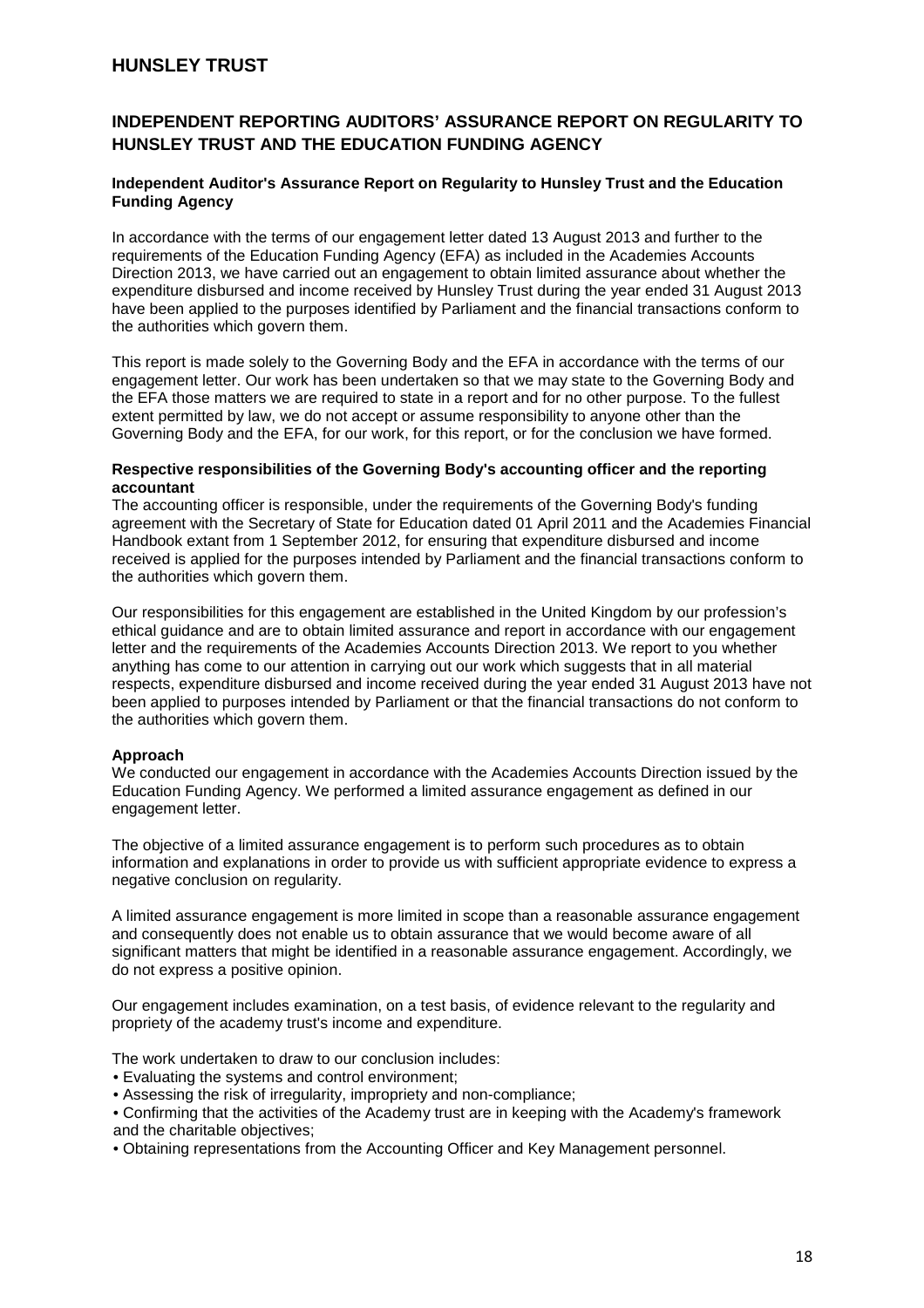## INDEPENDENT REPORTING AUDITORS' ASSURANCE REPORT ON REGULARITY TO HUNSLEY TRUST AND THE EDUCATION FUNDING AGENCY

**Independent Auditor's Assurance Report on Regularity to Hunsley Trust and the Education Funding Agency**

In accordance with the terms of our engagement letter dated 13 August 2013 and further to the requirements of the Education Funding Agency (EFA) as included in the Academies Accounts Direction 2013, we have carried out an engagement to obtain limited assurance about whether the expenditure disbursed and income received by Hunsley Trust during the year ended 31 August 2013 have been applied to the purposes identified by Parliament and the financial transactions conform to the authorities which govern them.

This report is made solely to the Governing Body and the EFA in accordance with the terms of our engagement letter. Our work has been undertaken so that we may state to the Governing Body and the EFA those matters we are required to state in a report and for no other purpose. To the fullest extent permitted by law, we do not accept or assume responsibility to anyone other than the Governing Body and the EFA, for our work, for this report, or for the conclusion we have formed.

**Respective responsibilities of the Governing Body's accounting officer and the reporting accountant**

The accounting officer is responsible, under the requirements of the Governing Body's funding agreement with the Secretary of State for Education dated 01 April 2011 and the Academies Financial Handbook extant from 1 September 2012, for ensuring that expenditure disbursed and income received is applied for the purposes intended by Parliament and the financial transactions conform to the authorities which govern them.

Our responsibilities for this engagement are established in the United Kingdom by our profession's ethical guidance and are to obtain limited assurance and report in accordance with our engagement letter and the requirements of the Academies Accounts Direction 2013. We report to you whether anything has come to our attention in carrying out our work which suggests that in all material respects, expenditure disbursed and income received during the year ended 31 August 2013 have not been applied to purposes intended by Parliament or that the financial transactions do not conform to the authorities which govern them.

**Approach**

We conducted our engagement in accordance with the Academies Accounts Direction issued by the Education Funding Agency. We performed a limited assurance engagement as defined in our engagement letter.

The objective of a limited assurance engagement is to perform such procedures as to obtain information and explanations in order to provide us with sufficient appropriate evidence to express a negative conclusion on regularity.

A limited assurance engagement is more limited in scope than a reasonable assurance engagement and consequently does not enable us to obtain assurance that we would become aware of all significant matters that might be identified in a reasonable assurance engagement. Accordingly, we do not express a positive opinion.

Our engagement includes examination, on a test basis, of evidence relevant to the regularity and propriety of the academy trust's income and expenditure.

The work undertaken to draw to our conclusion includes:

- Evaluating the systems and control environment;
- Assessing the risk of irregularity, impropriety and non-compliance;
- Confirming that the activities of the Academy trust are in keeping with the Academy's framework and the charitable objectives;
- Obtaining representations from the Accounting Officer and Key Management personnel.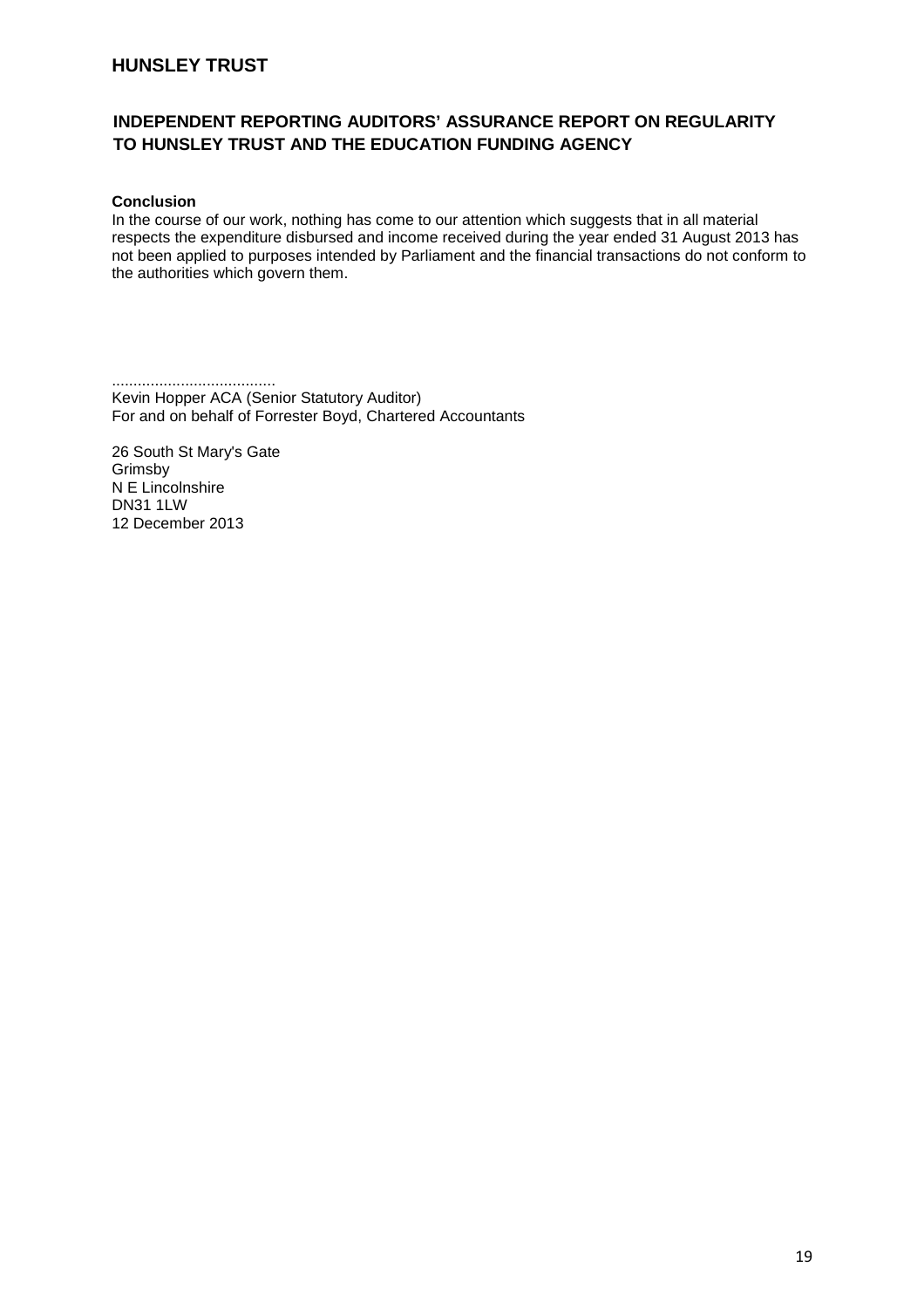# HUNSLEY TRUST

## INDEPENDENT REPORTING AUDITORS' ASSURANCE REPORT ON REGULARITY TO HUNSLEY TRUST AND THE EDUCATION FUNDING AGENCY

**Conclusion**

In the course of our work, nothing has come to our attention which suggests that in all material respects the expenditure disbursed and income received during the year ended 31 August 2013 has not been applied to purposes intended by Parliament and the financial transactions do not conform to the authorities which govern them.

......................................

Kevin Hopper ACA (Senior Statutory Auditor)
For and on behalf of Forrester Boyd, Chartered Accountants

26 South St Mary's Gate
Grimsby
N E Lincolnshire
DN31 1LW
12 December 2013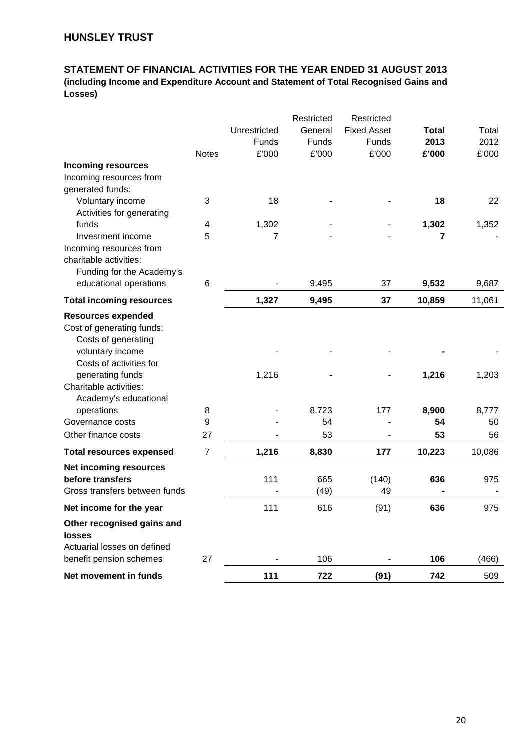## HUNSLEY TRUST

### STATEMENT OF FINANCIAL ACTIVITIES FOR THE YEAR ENDED 31 AUGUST 2013

**(including Income and Expenditure Account and Statement of Total Recognised Gains and Losses)**

| | Notes | Unrestricted Funds £'000 | Restricted General Funds £'000 | Restricted Fixed Asset Funds £'000 | **Total 2013 £'000** | Total 2012 £'000 |
|---|---|---|---|---|---|---|
| **Incoming resources** | | | | | | |
| Incoming resources from generated funds: | | | | | | |
| Voluntary income | 3 | 18 | - | - | **18** | 22 |
| Activities for generating funds | 4 | 1,302 | - | - | **1,302** | 1,352 |
| Investment income | 5 | 7 | - | - | **7** | - |
| Incoming resources from charitable activities: | | | | | | |
| Funding for the Academy's educational operations | 6 | - | 9,495 | 37 | **9,532** | 9,687 |
| **Total incoming resources** | | **1,327** | **9,495** | **37** | **10,859** | 11,061 |
| **Resources expended** | | | | | | |
| Cost of generating funds: | | | | | | |
| Costs of generating voluntary income | | - | - | - | **-** | - |
| Costs of activities for generating funds | | 1,216 | - | - | **1,216** | 1,203 |
| Charitable activities: | | | | | | |
| Academy's educational operations | 8 | - | 8,723 | 177 | **8,900** | 8,777 |
| Governance costs | 9 | - | 54 | - | **54** | 50 |
| Other finance costs | 27 | **-** | 53 | - | **53** | 56 |
| **Total resources expensed** | 7 | **1,216** | **8,830** | **177** | **10,223** | 10,086 |
| **Net incoming resources before transfers** | | 111 | 665 | (140) | **636** | 975 |
| Gross transfers between funds | | - | (49) | 49 | **-** | - |
| **Net income for the year** | | 111 | 616 | (91) | **636** | 975 |
| **Other recognised gains and losses** | | | | | | |
| Actuarial losses on defined benefit pension schemes | 27 | - | 106 | - | **106** | (466) |
| **Net movement in funds** | | **111** | **722** | **(91)** | **742** | 509 |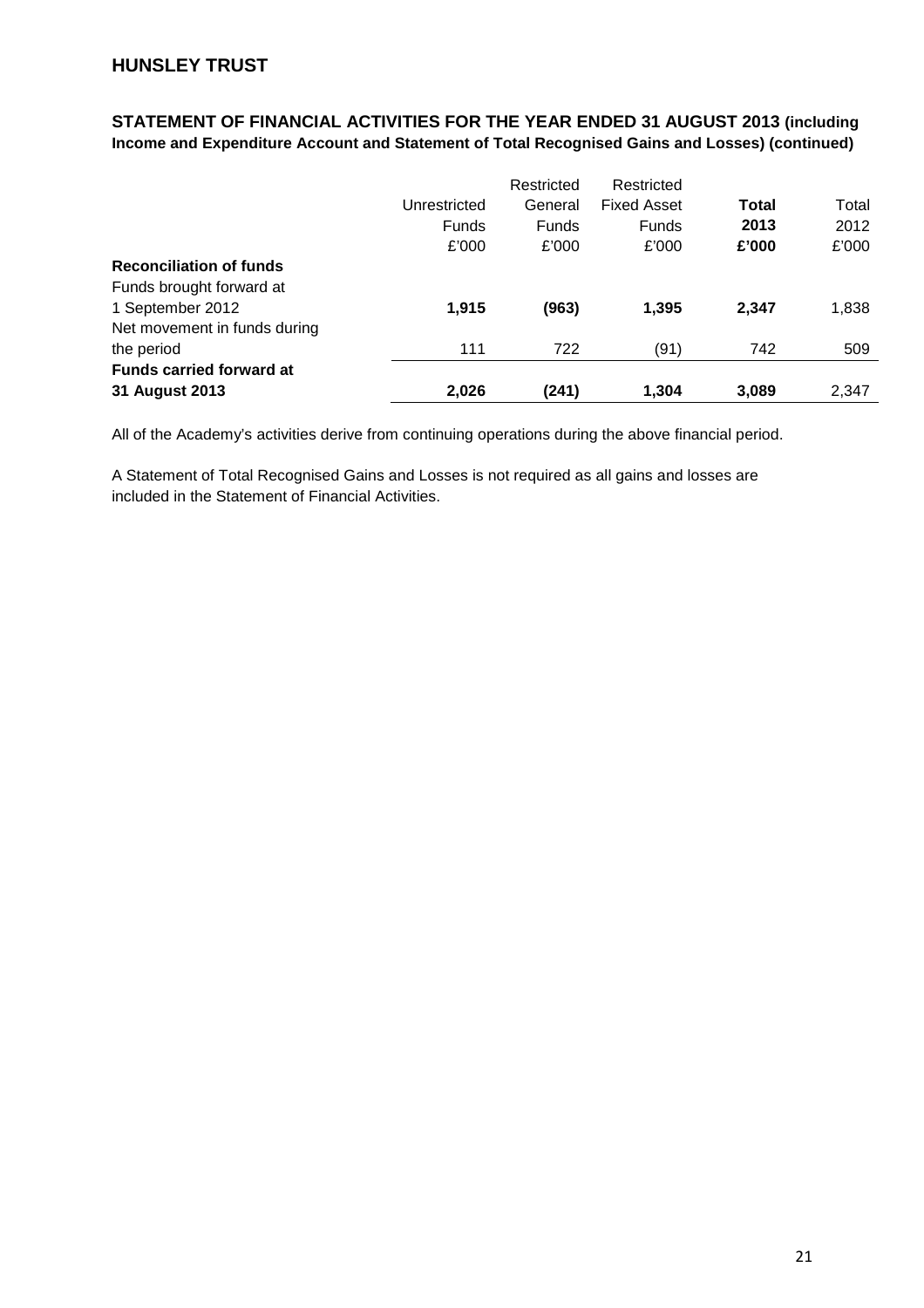## HUNSLEY TRUST

### STATEMENT OF FINANCIAL ACTIVITIES FOR THE YEAR ENDED 31 AUGUST 2013 (including Income and Expenditure Account and Statement of Total Recognised Gains and Losses) (continued)

| | Unrestricted Funds £'000 | Restricted General Funds £'000 | Restricted Fixed Asset Funds £'000 | **Total 2013 £'000** | Total 2012 £'000 |
|---|---|---|---|---|---|
| **Reconciliation of funds** | | | | | |
| Funds brought forward at 1 September 2012 | **1,915** | **(963)** | **1,395** | **2,347** | 1,838 |
| Net movement in funds during the period | 111 | 722 | (91) | 742 | 509 |
| **Funds carried forward at 31 August 2013** | **2,026** | **(241)** | **1,304** | **3,089** | 2,347 |

All of the Academy's activities derive from continuing operations during the above financial period.

A Statement of Total Recognised Gains and Losses is not required as all gains and losses are included in the Statement of Financial Activities.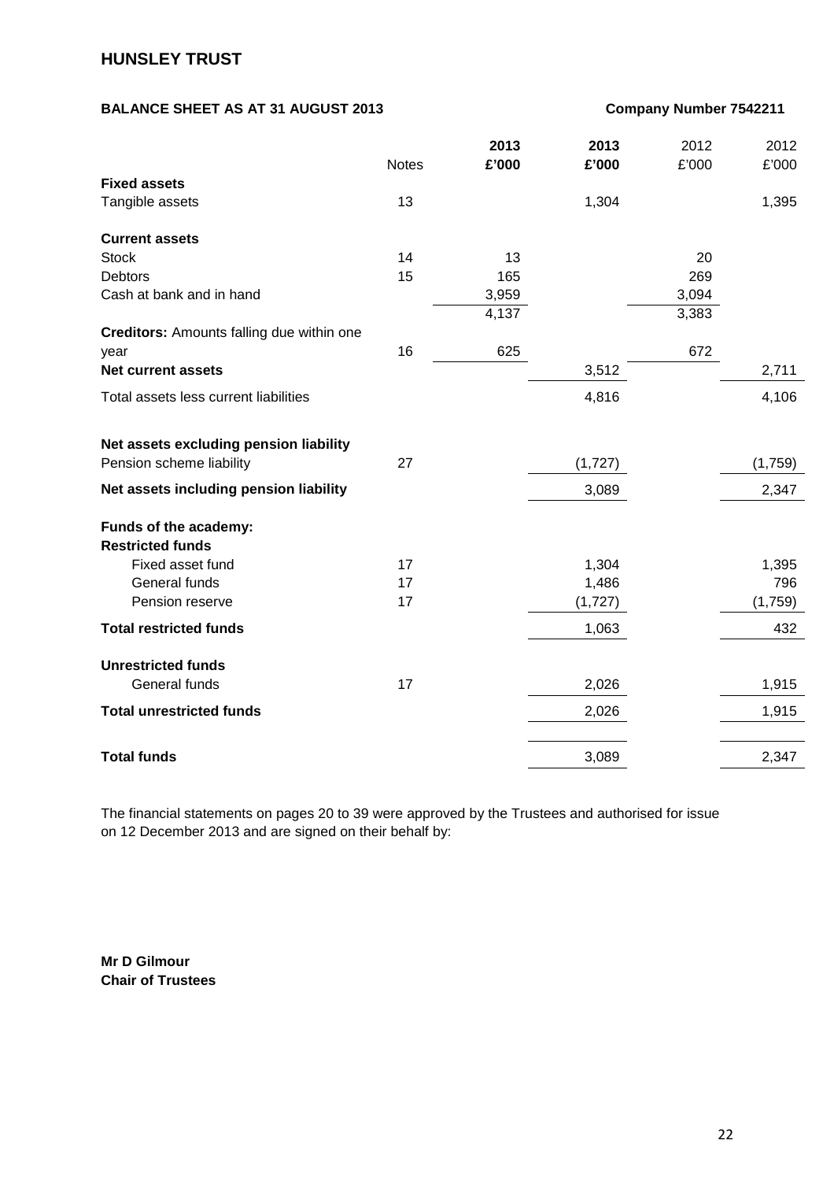# HUNSLEY TRUST

## BALANCE SHEET AS AT 31 AUGUST 2013

**Company Number 7542211**

| | Notes | **2013 £'000** | **2013 £'000** | 2012 £'000 | 2012 £'000 |
|---|---|---|---|---|---|
| **Fixed assets** | | | | | |
| Tangible assets | 13 | | 1,304 | | 1,395 |
| | | | | | |
| **Current assets** | | | | | |
| Stock | 14 | 13 | | 20 | |
| Debtors | 15 | 165 | | 269 | |
| Cash at bank and in hand | | 3,959 | | 3,094 | |
| | | 4,137 | | 3,383 | |
| **Creditors:** Amounts falling due within one year | 16 | 625 | | 672 | |
| **Net current assets** | | | 3,512 | | 2,711 |
| Total assets less current liabilities | | | 4,816 | | 4,106 |
| | | | | | |
| **Net assets excluding pension liability** | | | | | |
| Pension scheme liability | 27 | | (1,727) | | (1,759) |
| **Net assets including pension liability** | | | 3,089 | | 2,347 |
| | | | | | |
| **Funds of the academy:** | | | | | |
| **Restricted funds** | | | | | |
| Fixed asset fund | 17 | | 1,304 | | 1,395 |
| General funds | 17 | | 1,486 | | 796 |
| Pension reserve | 17 | | (1,727) | | (1,759) |
| **Total restricted funds** | | | 1,063 | | 432 |
| | | | | | |
| **Unrestricted funds** | | | | | |
| General funds | 17 | | 2,026 | | 1,915 |
| **Total unrestricted funds** | | | 2,026 | | 1,915 |
| | | | | | |
| **Total funds** | | | 3,089 | | 2,347 |

The financial statements on pages 20 to 39 were approved by the Trustees and authorised for issue on 12 December 2013 and are signed on their behalf by:

**Mr D Gilmour**
**Chair of Trustees**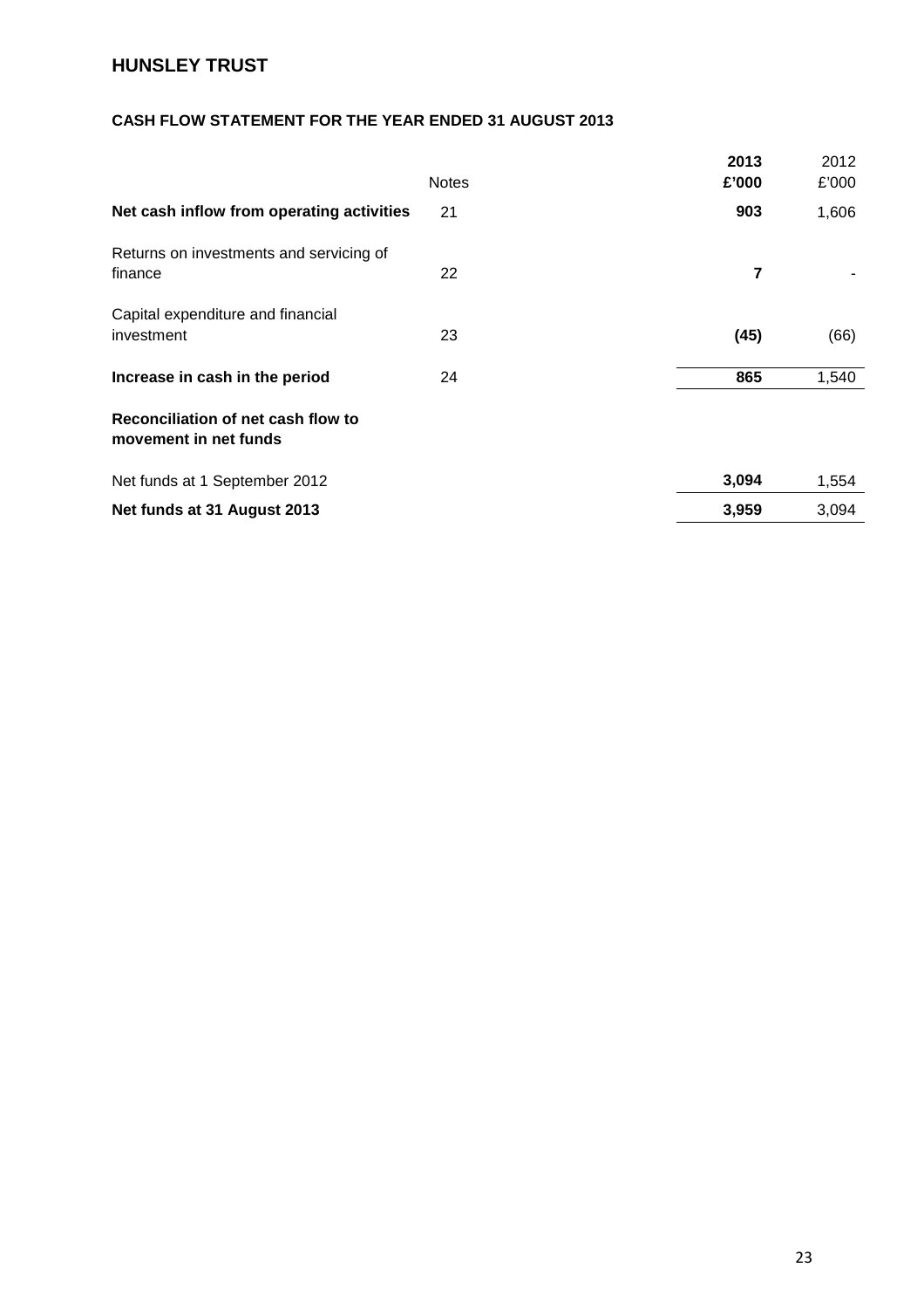# HUNSLEY TRUST

## CASH FLOW STATEMENT FOR THE YEAR ENDED 31 AUGUST 2013

| | Notes | **2013 £'000** | 2012 £'000 |
|---|---|---|---|
| **Net cash inflow from operating activities** | 21 | **903** | 1,606 |
| Returns on investments and servicing of finance | 22 | **7** | - |
| Capital expenditure and financial investment | 23 | **(45)** | (66) |
| **Increase in cash in the period** | 24 | **865** | 1,540 |
| **Reconciliation of net cash flow to movement in net funds** | | | |
| Net funds at 1 September 2012 | | **3,094** | 1,554 |
| **Net funds at 31 August 2013** | | **3,959** | 3,094 |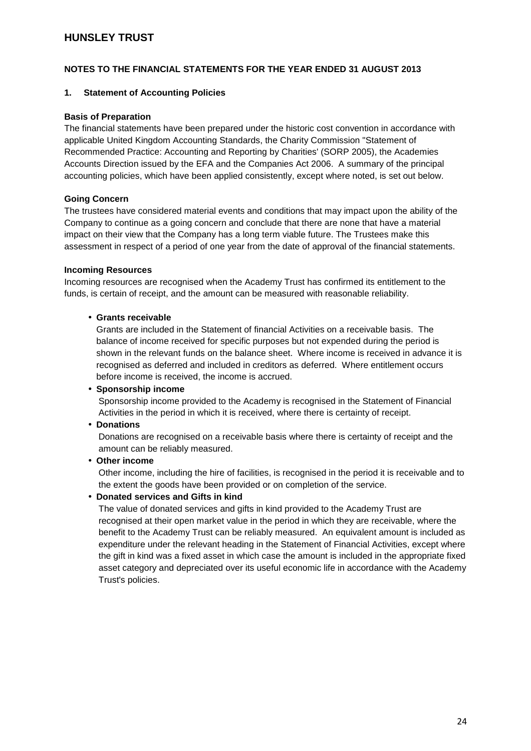# HUNSLEY TRUST

## NOTES TO THE FINANCIAL STATEMENTS FOR THE YEAR ENDED 31 AUGUST 2013

### 1. Statement of Accounting Policies

**Basis of Preparation**

The financial statements have been prepared under the historic cost convention in accordance with applicable United Kingdom Accounting Standards, the Charity Commission "Statement of Recommended Practice: Accounting and Reporting by Charities' (SORP 2005), the Academies Accounts Direction issued by the EFA and the Companies Act 2006. A summary of the principal accounting policies, which have been applied consistently, except where noted, is set out below.

**Going Concern**

The trustees have considered material events and conditions that may impact upon the ability of the Company to continue as a going concern and conclude that there are none that have a material impact on their view that the Company has a long term viable future. The Trustees make this assessment in respect of a period of one year from the date of approval of the financial statements.

**Incoming Resources**

Incoming resources are recognised when the Academy Trust has confirmed its entitlement to the funds, is certain of receipt, and the amount can be measured with reasonable reliability.

- **Grants receivable**

  Grants are included in the Statement of financial Activities on a receivable basis. The balance of income received for specific purposes but not expended during the period is shown in the relevant funds on the balance sheet. Where income is received in advance it is recognised as deferred and included in creditors as deferred. Where entitlement occurs before income is received, the income is accrued.

- **Sponsorship income**

  Sponsorship income provided to the Academy is recognised in the Statement of Financial Activities in the period in which it is received, where there is certainty of receipt.

- **Donations**

  Donations are recognised on a receivable basis where there is certainty of receipt and the amount can be reliably measured.

- **Other income**

  Other income, including the hire of facilities, is recognised in the period it is receivable and to the extent the goods have been provided or on completion of the service.

- **Donated services and Gifts in kind**

  The value of donated services and gifts in kind provided to the Academy Trust are recognised at their open market value in the period in which they are receivable, where the benefit to the Academy Trust can be reliably measured. An equivalent amount is included as expenditure under the relevant heading in the Statement of Financial Activities, except where the gift in kind was a fixed asset in which case the amount is included in the appropriate fixed asset category and depreciated over its useful economic life in accordance with the Academy Trust's policies.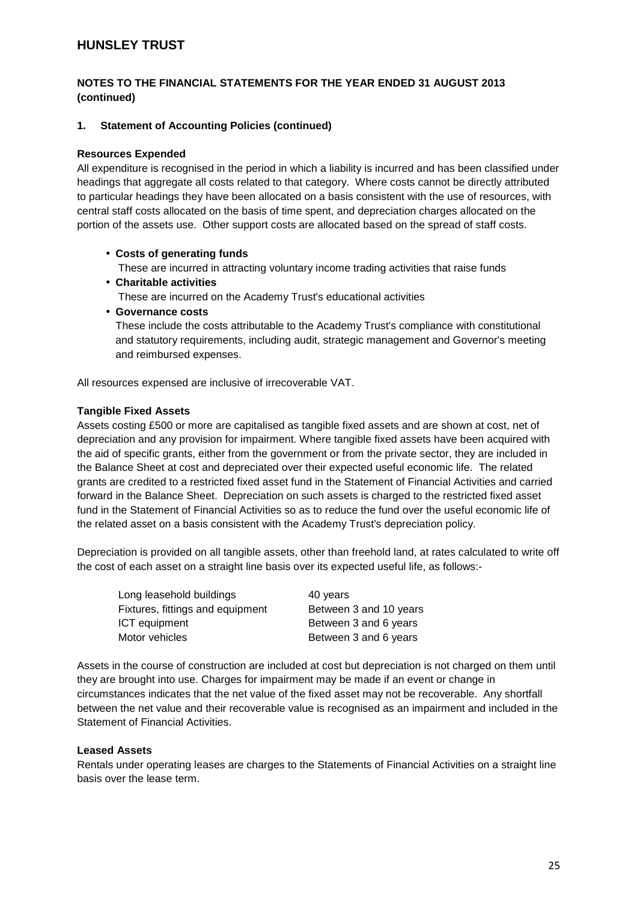# HUNSLEY TRUST

## NOTES TO THE FINANCIAL STATEMENTS FOR THE YEAR ENDED 31 AUGUST 2013 (continued)

### 1. Statement of Accounting Policies (continued)

**Resources Expended**

All expenditure is recognised in the period in which a liability is incurred and has been classified under headings that aggregate all costs related to that category. Where costs cannot be directly attributed to particular headings they have been allocated on a basis consistent with the use of resources, with central staff costs allocated on the basis of time spent, and depreciation charges allocated on the portion of the assets use. Other support costs are allocated based on the spread of staff costs.

- **Costs of generating funds**
  These are incurred in attracting voluntary income trading activities that raise funds
- **Charitable activities**
  These are incurred on the Academy Trust's educational activities
- **Governance costs**
  These include the costs attributable to the Academy Trust's compliance with constitutional and statutory requirements, including audit, strategic management and Governor's meeting and reimbursed expenses.

All resources expensed are inclusive of irrecoverable VAT.

**Tangible Fixed Assets**

Assets costing £500 or more are capitalised as tangible fixed assets and are shown at cost, net of depreciation and any provision for impairment. Where tangible fixed assets have been acquired with the aid of specific grants, either from the government or from the private sector, they are included in the Balance Sheet at cost and depreciated over their expected useful economic life. The related grants are credited to a restricted fixed asset fund in the Statement of Financial Activities and carried forward in the Balance Sheet. Depreciation on such assets is charged to the restricted fixed asset fund in the Statement of Financial Activities so as to reduce the fund over the useful economic life of the related asset on a basis consistent with the Academy Trust's depreciation policy.

Depreciation is provided on all tangible assets, other than freehold land, at rates calculated to write off the cost of each asset on a straight line basis over its expected useful life, as follows:-

| | |
|---|---|
| Long leasehold buildings | 40 years |
| Fixtures, fittings and equipment | Between 3 and 10 years |
| ICT equipment | Between 3 and 6 years |
| Motor vehicles | Between 3 and 6 years |

Assets in the course of construction are included at cost but depreciation is not charged on them until they are brought into use. Charges for impairment may be made if an event or change in circumstances indicates that the net value of the fixed asset may not be recoverable. Any shortfall between the net value and their recoverable value is recognised as an impairment and included in the Statement of Financial Activities.

**Leased Assets**

Rentals under operating leases are charges to the Statements of Financial Activities on a straight line basis over the lease term.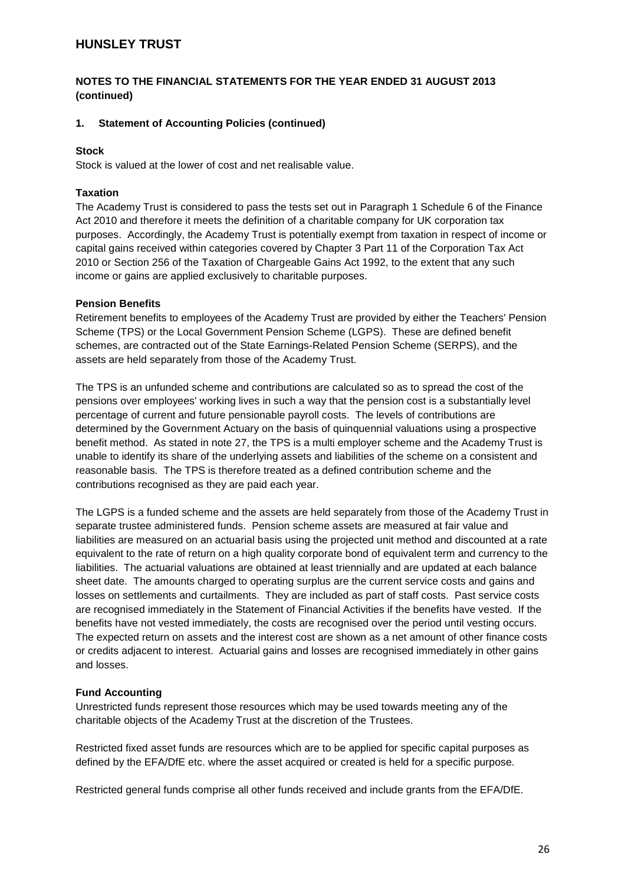# HUNSLEY TRUST

## NOTES TO THE FINANCIAL STATEMENTS FOR THE YEAR ENDED 31 AUGUST 2013 (continued)

### 1. Statement of Accounting Policies (continued)

**Stock**

Stock is valued at the lower of cost and net realisable value.

**Taxation**

The Academy Trust is considered to pass the tests set out in Paragraph 1 Schedule 6 of the Finance Act 2010 and therefore it meets the definition of a charitable company for UK corporation tax purposes. Accordingly, the Academy Trust is potentially exempt from taxation in respect of income or capital gains received within categories covered by Chapter 3 Part 11 of the Corporation Tax Act 2010 or Section 256 of the Taxation of Chargeable Gains Act 1992, to the extent that any such income or gains are applied exclusively to charitable purposes.

**Pension Benefits**

Retirement benefits to employees of the Academy Trust are provided by either the Teachers' Pension Scheme (TPS) or the Local Government Pension Scheme (LGPS). These are defined benefit schemes, are contracted out of the State Earnings-Related Pension Scheme (SERPS), and the assets are held separately from those of the Academy Trust.

The TPS is an unfunded scheme and contributions are calculated so as to spread the cost of the pensions over employees' working lives in such a way that the pension cost is a substantially level percentage of current and future pensionable payroll costs. The levels of contributions are determined by the Government Actuary on the basis of quinquennial valuations using a prospective benefit method. As stated in note 27, the TPS is a multi employer scheme and the Academy Trust is unable to identify its share of the underlying assets and liabilities of the scheme on a consistent and reasonable basis. The TPS is therefore treated as a defined contribution scheme and the contributions recognised as they are paid each year.

The LGPS is a funded scheme and the assets are held separately from those of the Academy Trust in separate trustee administered funds. Pension scheme assets are measured at fair value and liabilities are measured on an actuarial basis using the projected unit method and discounted at a rate equivalent to the rate of return on a high quality corporate bond of equivalent term and currency to the liabilities. The actuarial valuations are obtained at least triennially and are updated at each balance sheet date. The amounts charged to operating surplus are the current service costs and gains and losses on settlements and curtailments. They are included as part of staff costs. Past service costs are recognised immediately in the Statement of Financial Activities if the benefits have vested. If the benefits have not vested immediately, the costs are recognised over the period until vesting occurs. The expected return on assets and the interest cost are shown as a net amount of other finance costs or credits adjacent to interest. Actuarial gains and losses are recognised immediately in other gains and losses.

**Fund Accounting**

Unrestricted funds represent those resources which may be used towards meeting any of the charitable objects of the Academy Trust at the discretion of the Trustees.

Restricted fixed asset funds are resources which are to be applied for specific capital purposes as defined by the EFA/DfE etc. where the asset acquired or created is held for a specific purpose.

Restricted general funds comprise all other funds received and include grants from the EFA/DfE.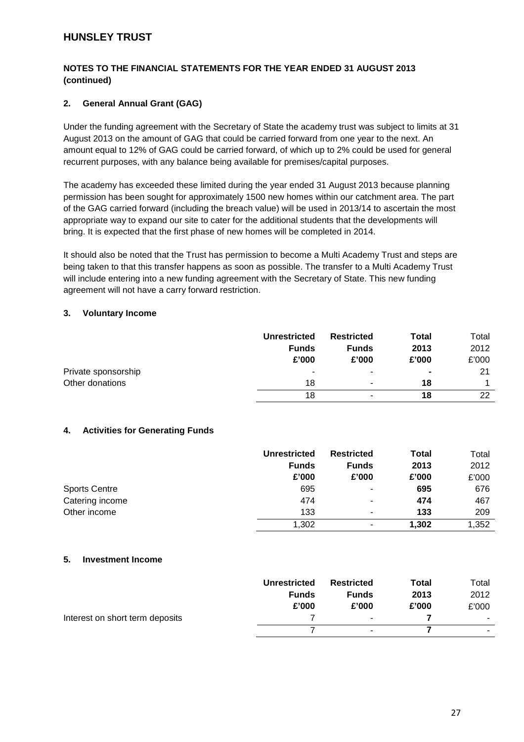# HUNSLEY TRUST

**NOTES TO THE FINANCIAL STATEMENTS FOR THE YEAR ENDED 31 AUGUST 2013 (continued)**

## 2. General Annual Grant (GAG)

Under the funding agreement with the Secretary of State the academy trust was subject to limits at 31 August 2013 on the amount of GAG that could be carried forward from one year to the next. An amount equal to 12% of GAG could be carried forward, of which up to 2% could be used for general recurrent purposes, with any balance being available for premises/capital purposes.

The academy has exceeded these limited during the year ended 31 August 2013 because planning permission has been sought for approximately 1500 new homes within our catchment area. The part of the GAG carried forward (including the breach value) will be used in 2013/14 to ascertain the most appropriate way to expand our site to cater for the additional students that the developments will bring. It is expected that the first phase of new homes will be completed in 2014.

It should also be noted that the Trust has permission to become a Multi Academy Trust and steps are being taken to that this transfer happens as soon as possible. The transfer to a Multi Academy Trust will include entering into a new funding agreement with the Secretary of State. This new funding agreement will not have a carry forward restriction.

## 3. Voluntary Income

| | Unrestricted Funds £'000 | Restricted Funds £'000 | Total 2013 £'000 | Total 2012 £'000 |
|---|---|---|---|---|
| Private sponsorship | - | - | **-** | 21 |
| Other donations | 18 | - | **18** | 1 |
| | 18 | - | **18** | 22 |

## 4. Activities for Generating Funds

| | Unrestricted Funds £'000 | Restricted Funds £'000 | Total 2013 £'000 | Total 2012 £'000 |
|---|---|---|---|---|
| Sports Centre | 695 | - | **695** | 676 |
| Catering income | 474 | - | **474** | 467 |
| Other income | 133 | - | **133** | 209 |
| | 1,302 | - | **1,302** | 1,352 |

## 5. Investment Income

| | Unrestricted Funds £'000 | Restricted Funds £'000 | Total 2013 £'000 | Total 2012 £'000 |
|---|---|---|---|---|
| Interest on short term deposits | 7 | - | **7** | - |
| | 7 | - | **7** | - |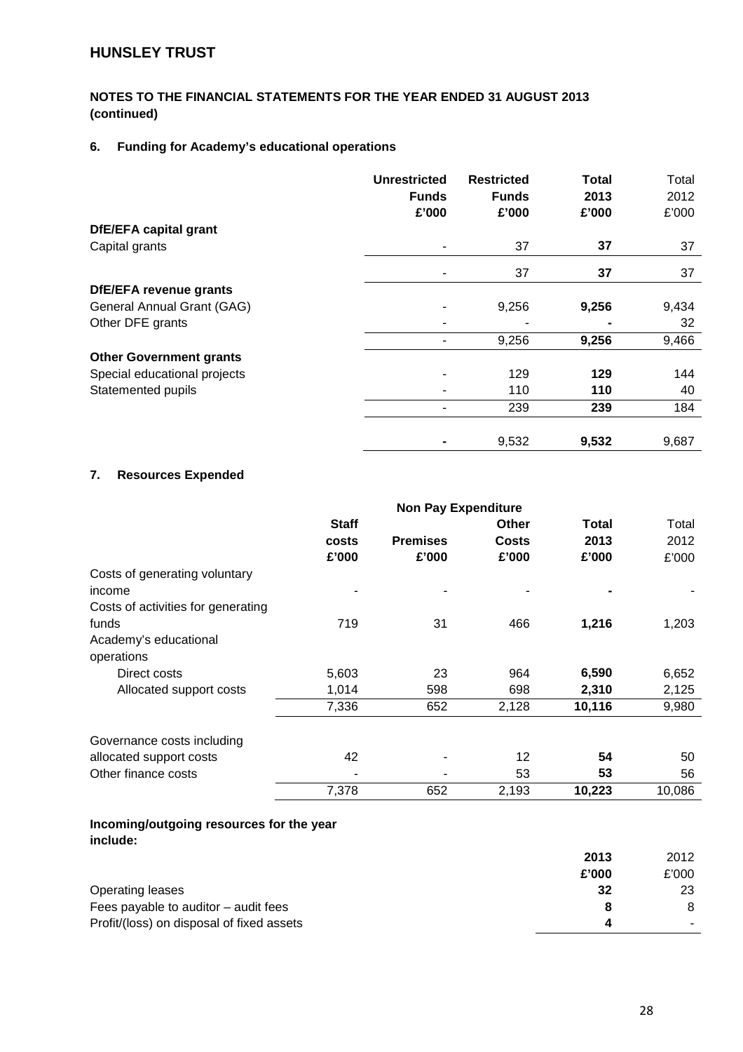# HUNSLEY TRUST

## NOTES TO THE FINANCIAL STATEMENTS FOR THE YEAR ENDED 31 AUGUST 2013 (continued)

### 6. Funding for Academy's educational operations

| | Unrestricted Funds £'000 | Restricted Funds £'000 | Total 2013 £'000 | Total 2012 £'000 |
|---|---|---|---|---|
| **DfE/EFA capital grant** | | | | |
| Capital grants | - | 37 | **37** | 37 |
| | - | 37 | **37** | 37 |
| **DfE/EFA revenue grants** | | | | |
| General Annual Grant (GAG) | - | 9,256 | **9,256** | 9,434 |
| Other DFE grants | - | - | **-** | 32 |
| | - | 9,256 | **9,256** | 9,466 |
| **Other Government grants** | | | | |
| Special educational projects | - | 129 | **129** | 144 |
| Statemented pupils | - | 110 | **110** | 40 |
| | - | 239 | **239** | 184 |
| | **-** | 9,532 | **9,532** | 9,687 |

### 7. Resources Expended

| | Staff costs £'000 | Non Pay Expenditure Premises £'000 | Other Costs £'000 | Total 2013 £'000 | Total 2012 £'000 |
|---|---|---|---|---|---|
| Costs of generating voluntary income | - | - | - | **-** | - |
| Costs of activities for generating funds | 719 | 31 | 466 | **1,216** | 1,203 |
| Academy's educational operations | | | | | |
| Direct costs | 5,603 | 23 | 964 | **6,590** | 6,652 |
| Allocated support costs | 1,014 | 598 | 698 | **2,310** | 2,125 |
| | 7,336 | 652 | 2,128 | **10,116** | 9,980 |
| Governance costs including allocated support costs | 42 | - | 12 | **54** | 50 |
| Other finance costs | - | - | 53 | **53** | 56 |
| | 7,378 | 652 | 2,193 | **10,223** | 10,086 |

**Incoming/outgoing resources for the year include:**

| | 2013 £'000 | 2012 £'000 |
|---|---|---|
| Operating leases | **32** | 23 |
| Fees payable to auditor – audit fees | **8** | 8 |
| Profit/(loss) on disposal of fixed assets | **4** | - |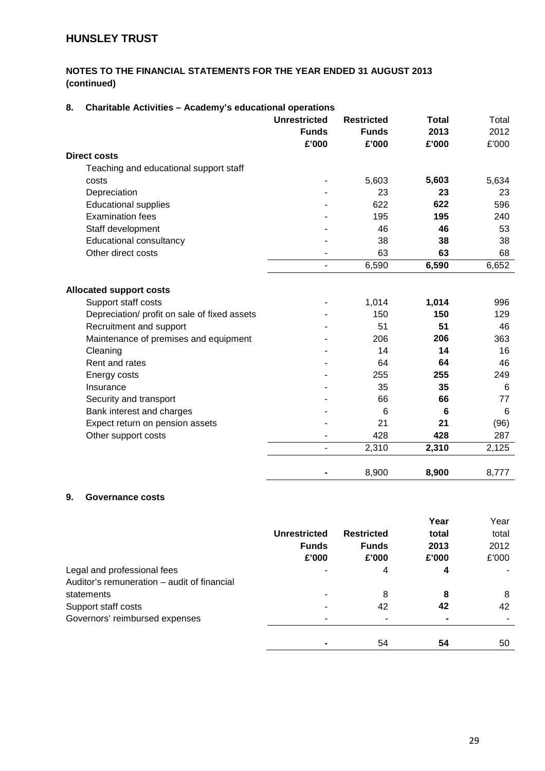## HUNSLEY TRUST

### NOTES TO THE FINANCIAL STATEMENTS FOR THE YEAR ENDED 31 AUGUST 2013 (continued)

### 8. Charitable Activities – Academy's educational operations

| | Unrestricted Funds £'000 | Restricted Funds £'000 | Total 2013 £'000 | Total 2012 £'000 |
|---|---|---|---|---|
| **Direct costs** | | | | |
| Teaching and educational support staff costs | - | 5,603 | **5,603** | 5,634 |
| Depreciation | - | 23 | **23** | 23 |
| Educational supplies | - | 622 | **622** | 596 |
| Examination fees | - | 195 | **195** | 240 |
| Staff development | - | 46 | **46** | 53 |
| Educational consultancy | - | 38 | **38** | 38 |
| Other direct costs | - | 63 | **63** | 68 |
| | - | 6,590 | **6,590** | 6,652 |
| **Allocated support costs** | | | | |
| Support staff costs | - | 1,014 | **1,014** | 996 |
| Depreciation/ profit on sale of fixed assets | - | 150 | **150** | 129 |
| Recruitment and support | - | 51 | **51** | 46 |
| Maintenance of premises and equipment | - | 206 | **206** | 363 |
| Cleaning | - | 14 | **14** | 16 |
| Rent and rates | - | 64 | **64** | 46 |
| Energy costs | - | 255 | **255** | 249 |
| Insurance | - | 35 | **35** | 6 |
| Security and transport | - | 66 | **66** | 77 |
| Bank interest and charges | - | 6 | **6** | 6 |
| Expect return on pension assets | - | 21 | **21** | (96) |
| Other support costs | - | 428 | **428** | 287 |
| | - | 2,310 | **2,310** | 2,125 |
| | **-** | 8,900 | **8,900** | 8,777 |

### 9. Governance costs

| | Unrestricted Funds £'000 | Restricted Funds £'000 | Year total 2013 £'000 | Year total 2012 £'000 |
|---|---|---|---|---|
| Legal and professional fees | - | 4 | **4** | - |
| Auditor's remuneration – audit of financial statements | - | 8 | **8** | 8 |
| Support staff costs | - | 42 | **42** | 42 |
| Governors' reimbursed expenses | - | - | **-** | - |
| | **-** | 54 | **54** | 50 |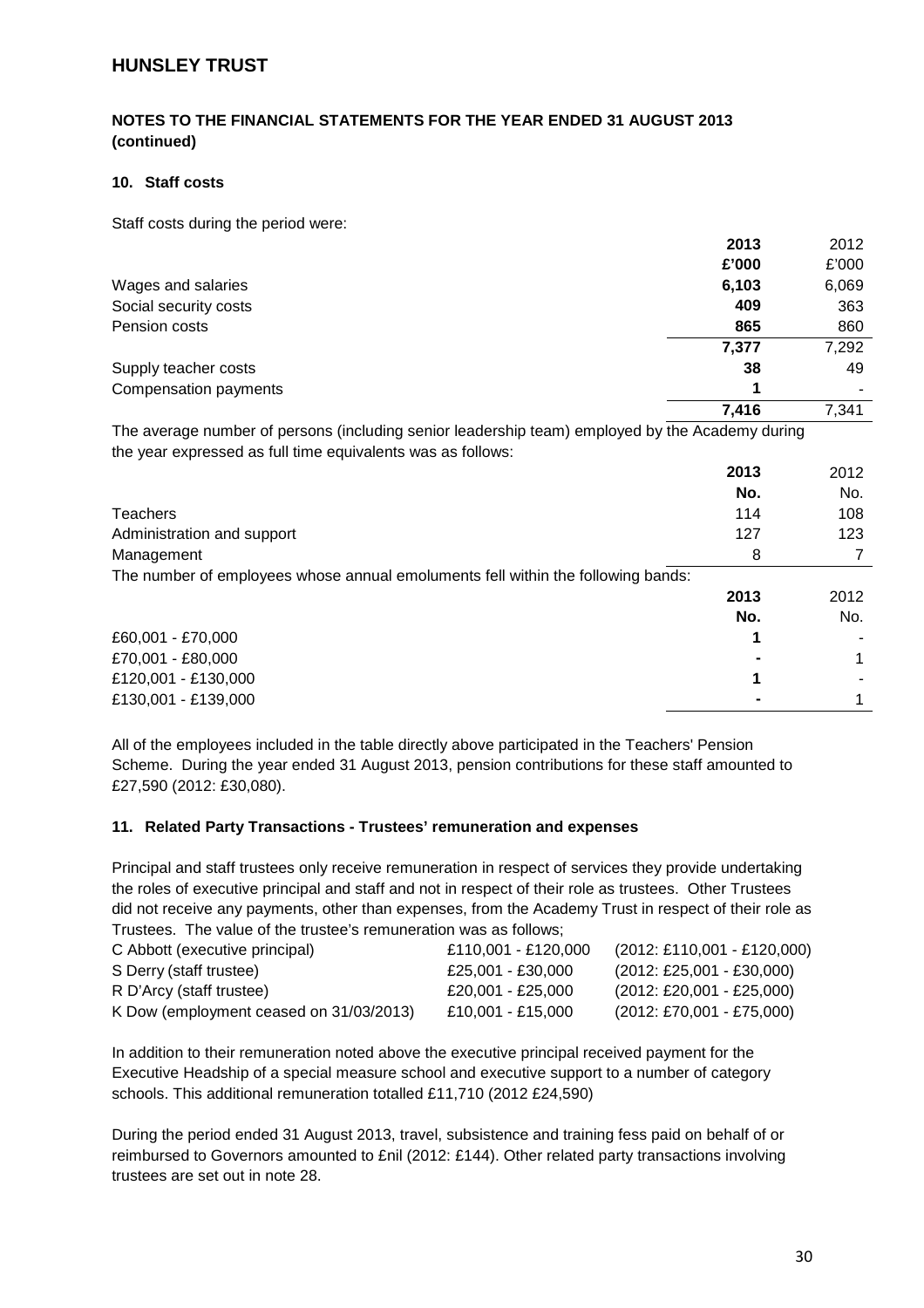# HUNSLEY TRUST

## NOTES TO THE FINANCIAL STATEMENTS FOR THE YEAR ENDED 31 AUGUST 2013 (continued)

### 10. Staff costs

Staff costs during the period were:

| | **2013** | 2012 |
|---|---|---|
| | **£'000** | £'000 |
| Wages and salaries | **6,103** | 6,069 |
| Social security costs | **409** | 363 |
| Pension costs | **865** | 860 |
| | **7,377** | 7,292 |
| Supply teacher costs | **38** | 49 |
| Compensation payments | **1** | - |
| | **7,416** | 7,341 |

The average number of persons (including senior leadership team) employed by the Academy during the year expressed as full time equivalents was as follows:

| | **2013** | 2012 |
|---|---|---|
| | **No.** | No. |
| Teachers | 114 | 108 |
| Administration and support | 127 | 123 |
| Management | 8 | 7 |

The number of employees whose annual emoluments fell within the following bands:

| | **2013** | 2012 |
|---|---|---|
| | **No.** | No. |
| £60,001 - £70,000 | **1** | - |
| £70,001 - £80,000 | **-** | 1 |
| £120,001 - £130,000 | **1** | - |
| £130,001 - £139,000 | **-** | 1 |

All of the employees included in the table directly above participated in the Teachers' Pension Scheme. During the year ended 31 August 2013, pension contributions for these staff amounted to £27,590 (2012: £30,080).

### 11. Related Party Transactions - Trustees' remuneration and expenses

Principal and staff trustees only receive remuneration in respect of services they provide undertaking the roles of executive principal and staff and not in respect of their role as trustees. Other Trustees did not receive any payments, other than expenses, from the Academy Trust in respect of their role as Trustees. The value of the trustee's remuneration was as follows;

| | | |
|---|---|---|
| C Abbott (executive principal) | £110,001 - £120,000 | (2012: £110,001 - £120,000) |
| S Derry (staff trustee) | £25,001 - £30,000 | (2012: £25,001 - £30,000) |
| R D'Arcy (staff trustee) | £20,001 - £25,000 | (2012: £20,001 - £25,000) |
| K Dow (employment ceased on 31/03/2013) | £10,001 - £15,000 | (2012: £70,001 - £75,000) |

In addition to their remuneration noted above the executive principal received payment for the Executive Headship of a special measure school and executive support to a number of category schools. This additional remuneration totalled £11,710 (2012 £24,590)

During the period ended 31 August 2013, travel, subsistence and training fess paid on behalf of or reimbursed to Governors amounted to £nil (2012: £144). Other related party transactions involving trustees are set out in note 28.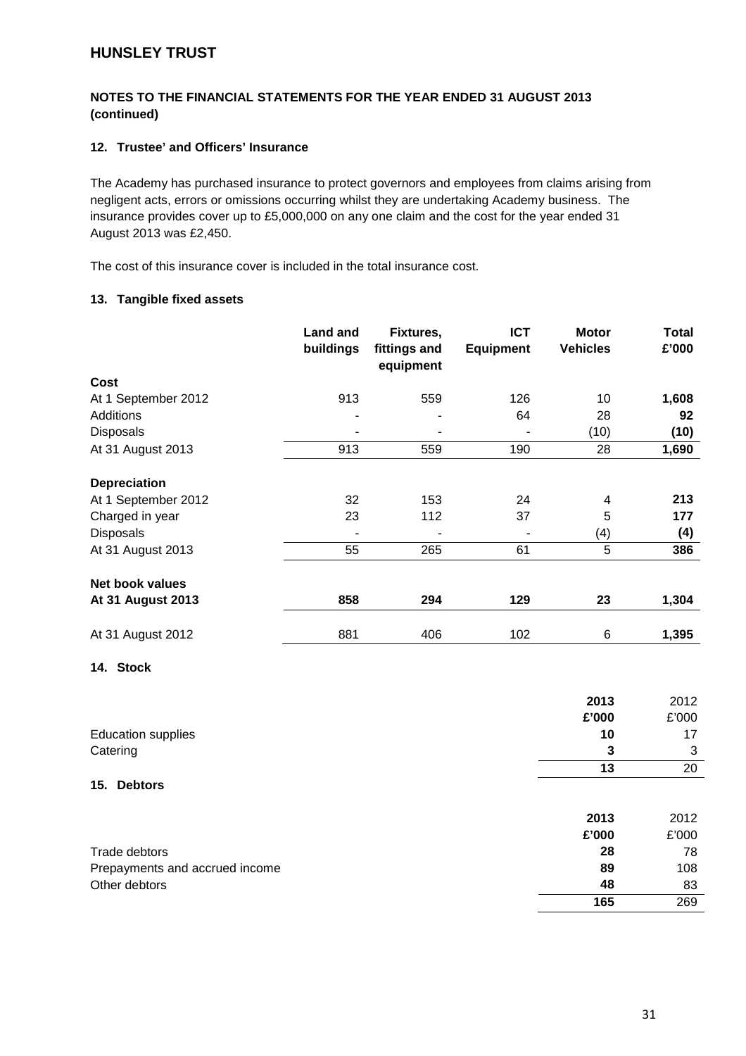# HUNSLEY TRUST

**NOTES TO THE FINANCIAL STATEMENTS FOR THE YEAR ENDED 31 AUGUST 2013 (continued)**

### 12. Trustee' and Officers' Insurance

The Academy has purchased insurance to protect governors and employees from claims arising from negligent acts, errors or omissions occurring whilst they are undertaking Academy business. The insurance provides cover up to £5,000,000 on any one claim and the cost for the year ended 31 August 2013 was £2,450.

The cost of this insurance cover is included in the total insurance cost.

### 13. Tangible fixed assets

| | Land and buildings | Fixtures, fittings and equipment | ICT Equipment | Motor Vehicles | Total £'000 |
|---|---|---|---|---|---|
| **Cost** | | | | | |
| At 1 September 2012 | 913 | 559 | 126 | 10 | **1,608** |
| Additions | - | - | 64 | 28 | **92** |
| Disposals | - | - | - | (10) | **(10)** |
| At 31 August 2013 | 913 | 559 | 190 | 28 | **1,690** |
| **Depreciation** | | | | | |
| At 1 September 2012 | 32 | 153 | 24 | 4 | **213** |
| Charged in year | 23 | 112 | 37 | 5 | **177** |
| Disposals | - | - | - | (4) | **(4)** |
| At 31 August 2013 | 55 | 265 | 61 | 5 | **386** |
| **Net book values** | | | | | |
| **At 31 August 2013** | **858** | **294** | **129** | **23** | **1,304** |
| At 31 August 2012 | 881 | 406 | 102 | 6 | **1,395** |

### 14. Stock

| | 2013 £'000 | 2012 £'000 |
|---|---|---|
| Education supplies | **10** | 17 |
| Catering | **3** | 3 |
| | **13** | 20 |

### 15. Debtors

| | 2013 £'000 | 2012 £'000 |
|---|---|---|
| Trade debtors | **28** | 78 |
| Prepayments and accrued income | **89** | 108 |
| Other debtors | **48** | 83 |
| | **165** | 269 |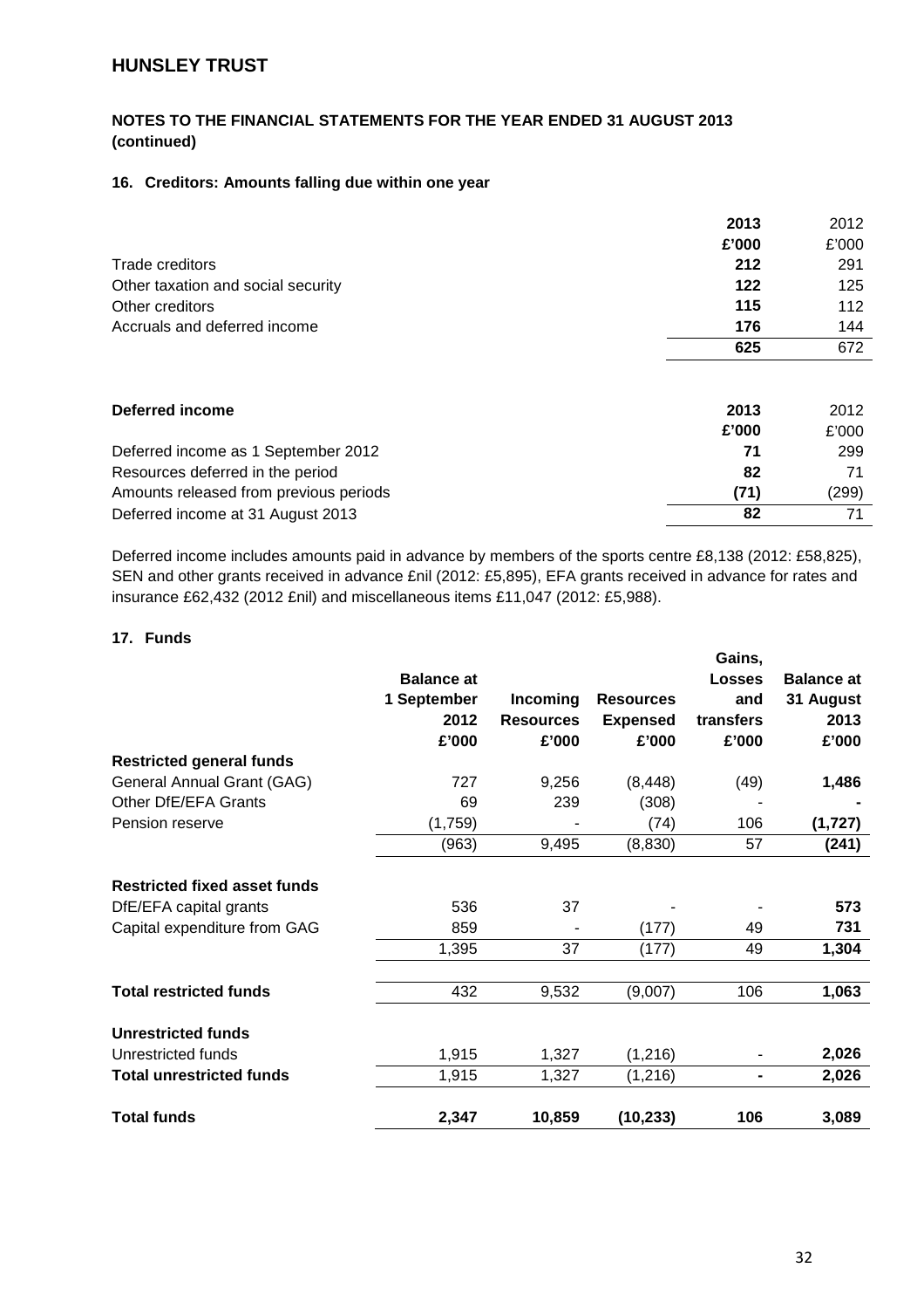# HUNSLEY TRUST

## NOTES TO THE FINANCIAL STATEMENTS FOR THE YEAR ENDED 31 AUGUST 2013 (continued)

### 16. Creditors: Amounts falling due within one year

| | 2013 | 2012 |
|---|---|---|
| | £'000 | £'000 |
| Trade creditors | 212 | 291 |
| Other taxation and social security | 122 | 125 |
| Other creditors | 115 | 112 |
| Accruals and deferred income | 176 | 144 |
| | 625 | 672 |

| Deferred income | 2013 | 2012 |
|---|---|---|
| | £'000 | £'000 |
| Deferred income as 1 September 2012 | 71 | 299 |
| Resources deferred in the period | 82 | 71 |
| Amounts released from previous periods | (71) | (299) |
| Deferred income at 31 August 2013 | 82 | 71 |

Deferred income includes amounts paid in advance by members of the sports centre £8,138 (2012: £58,825), SEN and other grants received in advance £nil (2012: £5,895), EFA grants received in advance for rates and insurance £62,432 (2012 £nil) and miscellaneous items £11,047 (2012: £5,988).

### 17. Funds

| | Balance at 1 September 2012 | Incoming Resources | Resources Expensed | Gains, Losses and transfers | Balance at 31 August 2013 |
|---|---|---|---|---|---|
| | £'000 | £'000 | £'000 | £'000 | £'000 |
| **Restricted general funds** | | | | | |
| General Annual Grant (GAG) | 727 | 9,256 | (8,448) | (49) | **1,486** |
| Other DfE/EFA Grants | 69 | 239 | (308) | - | **-** |
| Pension reserve | (1,759) | - | (74) | 106 | **(1,727)** |
| | (963) | 9,495 | (8,830) | 57 | **(241)** |
| **Restricted fixed asset funds** | | | | | |
| DfE/EFA capital grants | 536 | 37 | - | - | **573** |
| Capital expenditure from GAG | 859 | - | (177) | 49 | **731** |
| | 1,395 | 37 | (177) | 49 | **1,304** |
| **Total restricted funds** | 432 | 9,532 | (9,007) | 106 | **1,063** |
| **Unrestricted funds** | | | | | |
| Unrestricted funds | 1,915 | 1,327 | (1,216) | - | **2,026** |
| **Total unrestricted funds** | 1,915 | 1,327 | (1,216) | **-** | **2,026** |
| **Total funds** | **2,347** | **10,859** | **(10,233)** | **106** | **3,089** |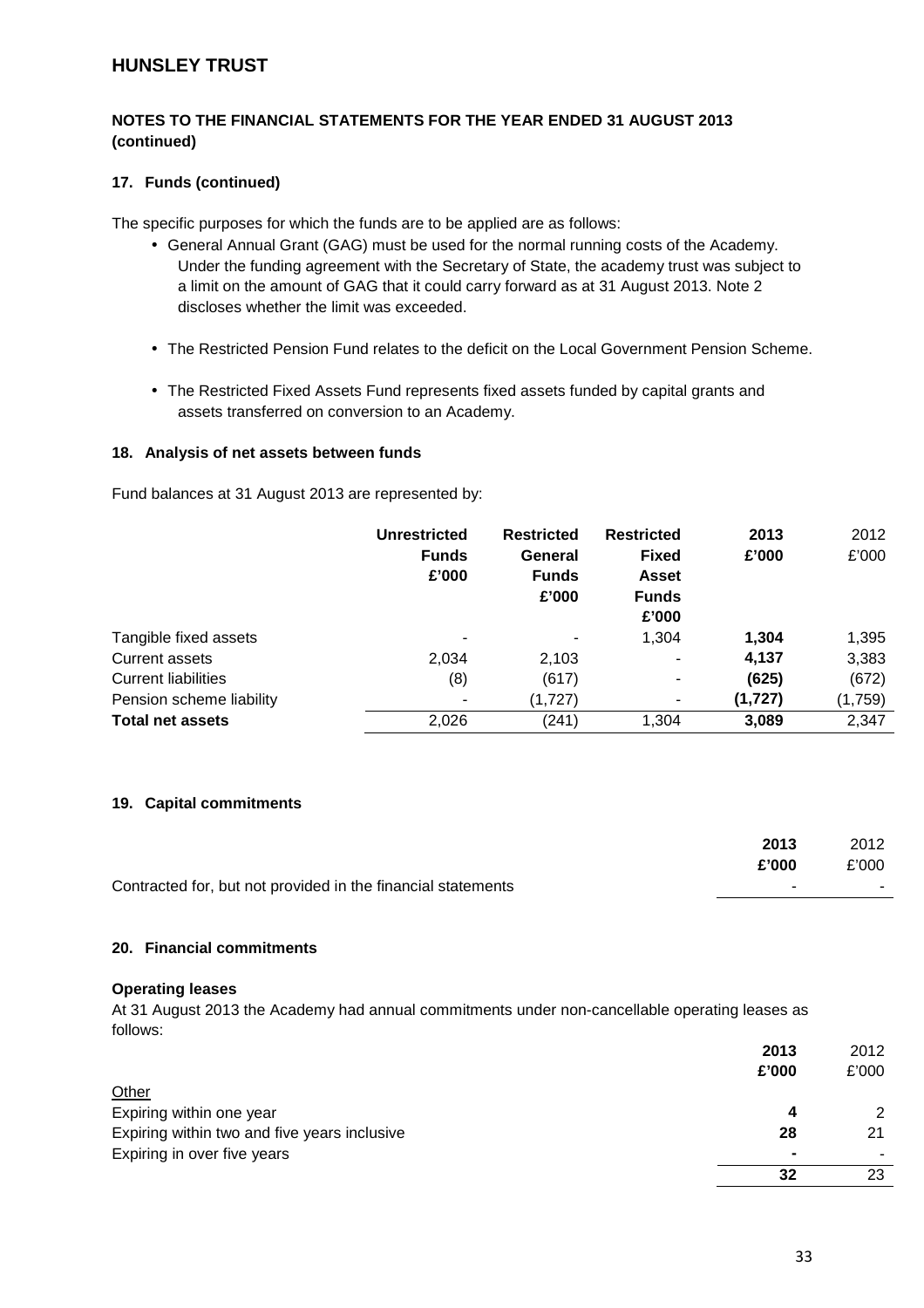# HUNSLEY TRUST

## NOTES TO THE FINANCIAL STATEMENTS FOR THE YEAR ENDED 31 AUGUST 2013 (continued)

### 17. Funds (continued)

The specific purposes for which the funds are to be applied are as follows:

- General Annual Grant (GAG) must be used for the normal running costs of the Academy. Under the funding agreement with the Secretary of State, the academy trust was subject to a limit on the amount of GAG that it could carry forward as at 31 August 2013. Note 2 discloses whether the limit was exceeded.
- The Restricted Pension Fund relates to the deficit on the Local Government Pension Scheme.
- The Restricted Fixed Assets Fund represents fixed assets funded by capital grants and assets transferred on conversion to an Academy.

### 18. Analysis of net assets between funds

Fund balances at 31 August 2013 are represented by:

| | **Unrestricted Funds £'000** | **Restricted General Funds £'000** | **Restricted Fixed Asset Funds £'000** | **2013 £'000** | 2012 £'000 |
|---|---|---|---|---|---|
| Tangible fixed assets | - | - | 1,304 | **1,304** | 1,395 |
| Current assets | 2,034 | 2,103 | - | **4,137** | 3,383 |
| Current liabilities | (8) | (617) | - | **(625)** | (672) |
| Pension scheme liability | - | (1,727) | - | **(1,727)** | (1,759) |
| **Total net assets** | 2,026 | (241) | 1,304 | **3,089** | 2,347 |

### 19. Capital commitments

| | **2013 £'000** | 2012 £'000 |
|---|---|---|
| Contracted for, but not provided in the financial statements | - | - |

### 20. Financial commitments

**Operating leases**

At 31 August 2013 the Academy had annual commitments under non-cancellable operating leases as follows:

| | **2013 £'000** | 2012 £'000 |
|---|---|---|
| Other | | |
| Expiring within one year | **4** | 2 |
| Expiring within two and five years inclusive | **28** | 21 |
| Expiring in over five years | **-** | - |
| | **32** | 23 |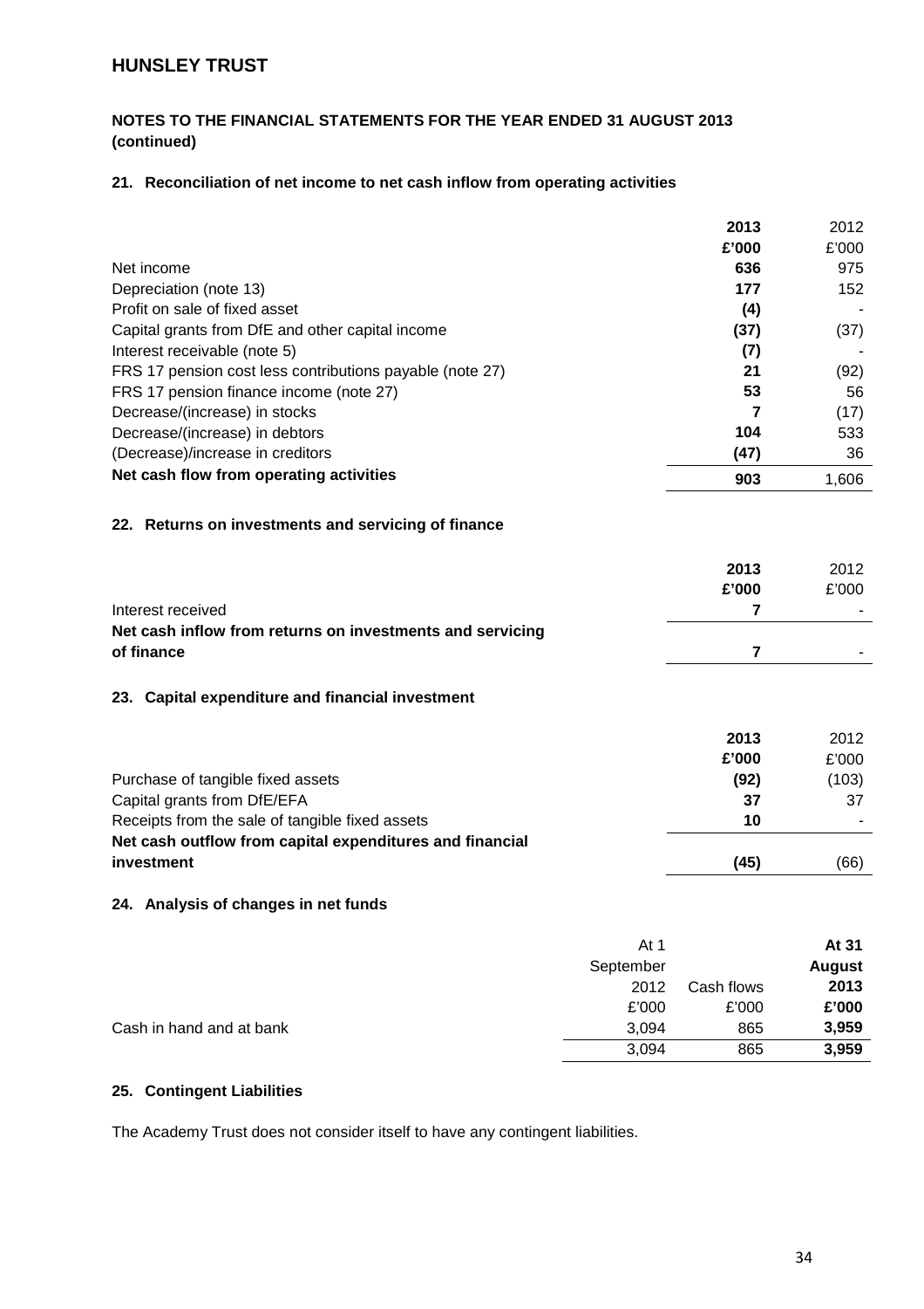## HUNSLEY TRUST

### NOTES TO THE FINANCIAL STATEMENTS FOR THE YEAR ENDED 31 AUGUST 2013 (continued)

#### 21. Reconciliation of net income to net cash inflow from operating activities

| | **2013** | 2012 |
|---|---|---|
| | **£'000** | £'000 |
| Net income | **636** | 975 |
| Depreciation (note 13) | **177** | 152 |
| Profit on sale of fixed asset | **(4)** | - |
| Capital grants from DfE and other capital income | **(37)** | (37) |
| Interest receivable (note 5) | **(7)** | - |
| FRS 17 pension cost less contributions payable (note 27) | **21** | (92) |
| FRS 17 pension finance income (note 27) | **53** | 56 |
| Decrease/(increase) in stocks | **7** | (17) |
| Decrease/(increase) in debtors | **104** | 533 |
| (Decrease)/increase in creditors | **(47)** | 36 |
| **Net cash flow from operating activities** | **903** | 1,606 |

#### 22. Returns on investments and servicing of finance

| | **2013** | 2012 |
|---|---|---|
| | **£'000** | £'000 |
| Interest received | **7** | - |
| **Net cash inflow from returns on investments and servicing of finance** | **7** | - |

#### 23. Capital expenditure and financial investment

| | **2013** | 2012 |
|---|---|---|
| | **£'000** | £'000 |
| Purchase of tangible fixed assets | **(92)** | (103) |
| Capital grants from DfE/EFA | **37** | 37 |
| Receipts from the sale of tangible fixed assets | **10** | - |
| **Net cash outflow from capital expenditures and financial investment** | **(45)** | (66) |

#### 24. Analysis of changes in net funds

| | At 1 September 2012 | Cash flows | **At 31 August 2013** |
|---|---|---|---|
| | £'000 | £'000 | **£'000** |
| Cash in hand and at bank | 3,094 | 865 | **3,959** |
| | 3,094 | 865 | **3,959** |

#### 25. Contingent Liabilities

The Academy Trust does not consider itself to have any contingent liabilities.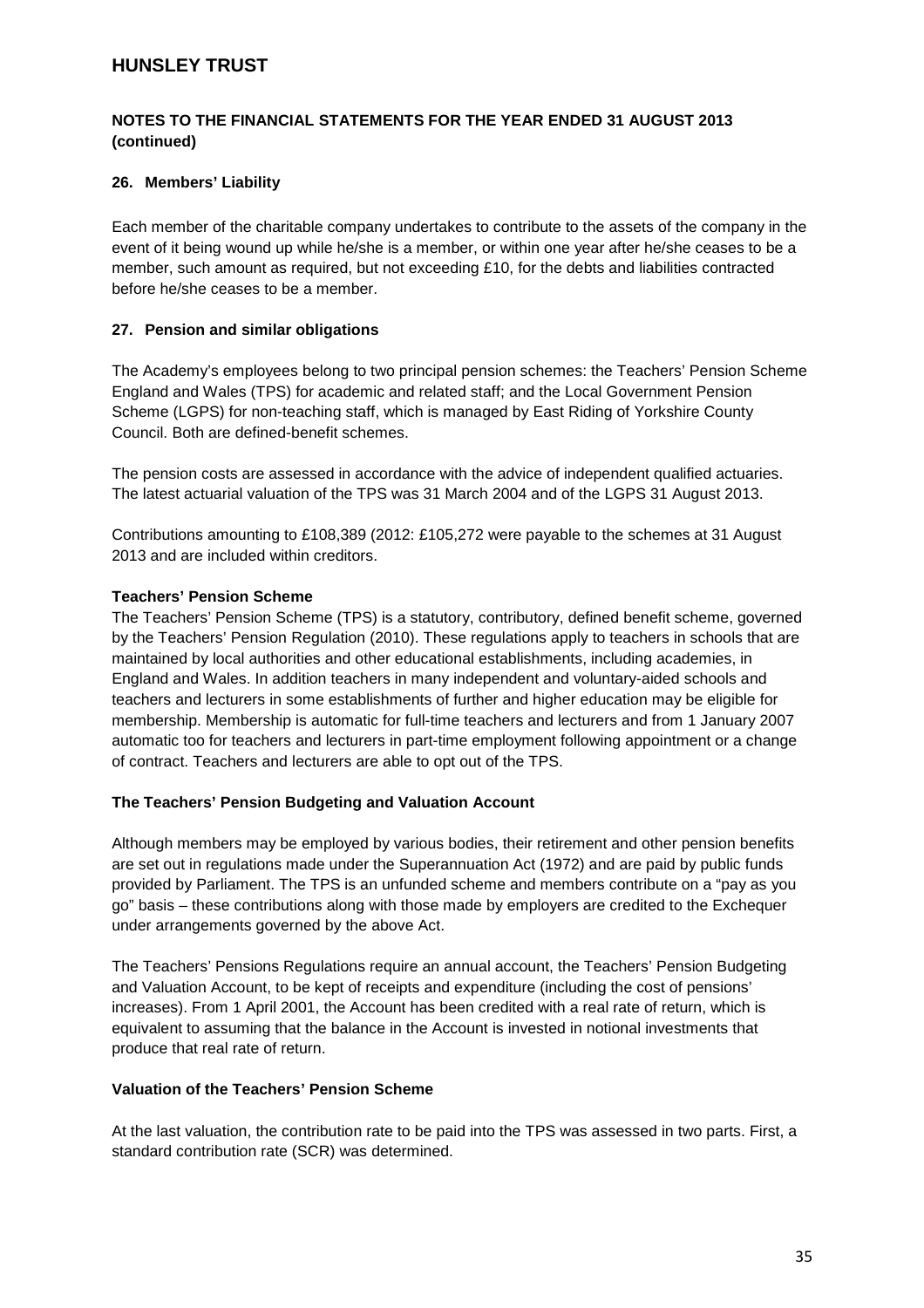## NOTES TO THE FINANCIAL STATEMENTS FOR THE YEAR ENDED 31 AUGUST 2013 (continued)

### 26. Members' Liability

Each member of the charitable company undertakes to contribute to the assets of the company in the event of it being wound up while he/she is a member, or within one year after he/she ceases to be a member, such amount as required, but not exceeding £10, for the debts and liabilities contracted before he/she ceases to be a member.

### 27. Pension and similar obligations

The Academy's employees belong to two principal pension schemes: the Teachers' Pension Scheme England and Wales (TPS) for academic and related staff; and the Local Government Pension Scheme (LGPS) for non-teaching staff, which is managed by East Riding of Yorkshire County Council. Both are defined-benefit schemes.

The pension costs are assessed in accordance with the advice of independent qualified actuaries. The latest actuarial valuation of the TPS was 31 March 2004 and of the LGPS 31 August 2013.

Contributions amounting to £108,389 (2012: £105,272 were payable to the schemes at 31 August 2013 and are included within creditors.

**Teachers' Pension Scheme**

The Teachers' Pension Scheme (TPS) is a statutory, contributory, defined benefit scheme, governed by the Teachers' Pension Regulation (2010). These regulations apply to teachers in schools that are maintained by local authorities and other educational establishments, including academies, in England and Wales. In addition teachers in many independent and voluntary-aided schools and teachers and lecturers in some establishments of further and higher education may be eligible for membership. Membership is automatic for full-time teachers and lecturers and from 1 January 2007 automatic too for teachers and lecturers in part-time employment following appointment or a change of contract. Teachers and lecturers are able to opt out of the TPS.

**The Teachers' Pension Budgeting and Valuation Account**

Although members may be employed by various bodies, their retirement and other pension benefits are set out in regulations made under the Superannuation Act (1972) and are paid by public funds provided by Parliament. The TPS is an unfunded scheme and members contribute on a "pay as you go" basis – these contributions along with those made by employers are credited to the Exchequer under arrangements governed by the above Act.

The Teachers' Pensions Regulations require an annual account, the Teachers' Pension Budgeting and Valuation Account, to be kept of receipts and expenditure (including the cost of pensions' increases). From 1 April 2001, the Account has been credited with a real rate of return, which is equivalent to assuming that the balance in the Account is invested in notional investments that produce that real rate of return.

**Valuation of the Teachers' Pension Scheme**

At the last valuation, the contribution rate to be paid into the TPS was assessed in two parts. First, a standard contribution rate (SCR) was determined.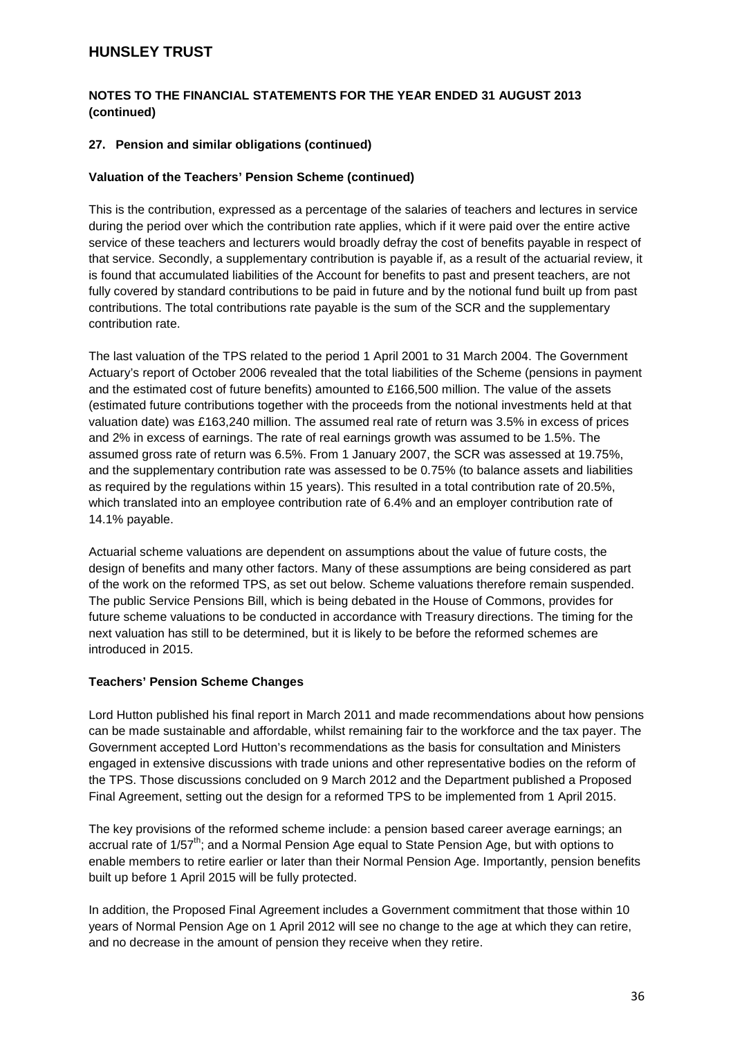# HUNSLEY TRUST

**NOTES TO THE FINANCIAL STATEMENTS FOR THE YEAR ENDED 31 AUGUST 2013 (continued)**

### 27. Pension and similar obligations (continued)

**Valuation of the Teachers' Pension Scheme (continued)**

This is the contribution, expressed as a percentage of the salaries of teachers and lectures in service during the period over which the contribution rate applies, which if it were paid over the entire active service of these teachers and lecturers would broadly defray the cost of benefits payable in respect of that service. Secondly, a supplementary contribution is payable if, as a result of the actuarial review, it is found that accumulated liabilities of the Account for benefits to past and present teachers, are not fully covered by standard contributions to be paid in future and by the notional fund built up from past contributions. The total contributions rate payable is the sum of the SCR and the supplementary contribution rate.

The last valuation of the TPS related to the period 1 April 2001 to 31 March 2004. The Government Actuary's report of October 2006 revealed that the total liabilities of the Scheme (pensions in payment and the estimated cost of future benefits) amounted to £166,500 million. The value of the assets (estimated future contributions together with the proceeds from the notional investments held at that valuation date) was £163,240 million. The assumed real rate of return was 3.5% in excess of prices and 2% in excess of earnings. The rate of real earnings growth was assumed to be 1.5%. The assumed gross rate of return was 6.5%. From 1 January 2007, the SCR was assessed at 19.75%, and the supplementary contribution rate was assessed to be 0.75% (to balance assets and liabilities as required by the regulations within 15 years). This resulted in a total contribution rate of 20.5%, which translated into an employee contribution rate of 6.4% and an employer contribution rate of 14.1% payable.

Actuarial scheme valuations are dependent on assumptions about the value of future costs, the design of benefits and many other factors. Many of these assumptions are being considered as part of the work on the reformed TPS, as set out below. Scheme valuations therefore remain suspended. The public Service Pensions Bill, which is being debated in the House of Commons, provides for future scheme valuations to be conducted in accordance with Treasury directions. The timing for the next valuation has still to be determined, but it is likely to be before the reformed schemes are introduced in 2015.

**Teachers' Pension Scheme Changes**

Lord Hutton published his final report in March 2011 and made recommendations about how pensions can be made sustainable and affordable, whilst remaining fair to the workforce and the tax payer. The Government accepted Lord Hutton's recommendations as the basis for consultation and Ministers engaged in extensive discussions with trade unions and other representative bodies on the reform of the TPS. Those discussions concluded on 9 March 2012 and the Department published a Proposed Final Agreement, setting out the design for a reformed TPS to be implemented from 1 April 2015.

The key provisions of the reformed scheme include: a pension based career average earnings; an accrual rate of 1/57th; and a Normal Pension Age equal to State Pension Age, but with options to enable members to retire earlier or later than their Normal Pension Age. Importantly, pension benefits built up before 1 April 2015 will be fully protected.

In addition, the Proposed Final Agreement includes a Government commitment that those within 10 years of Normal Pension Age on 1 April 2012 will see no change to the age at which they can retire, and no decrease in the amount of pension they receive when they retire.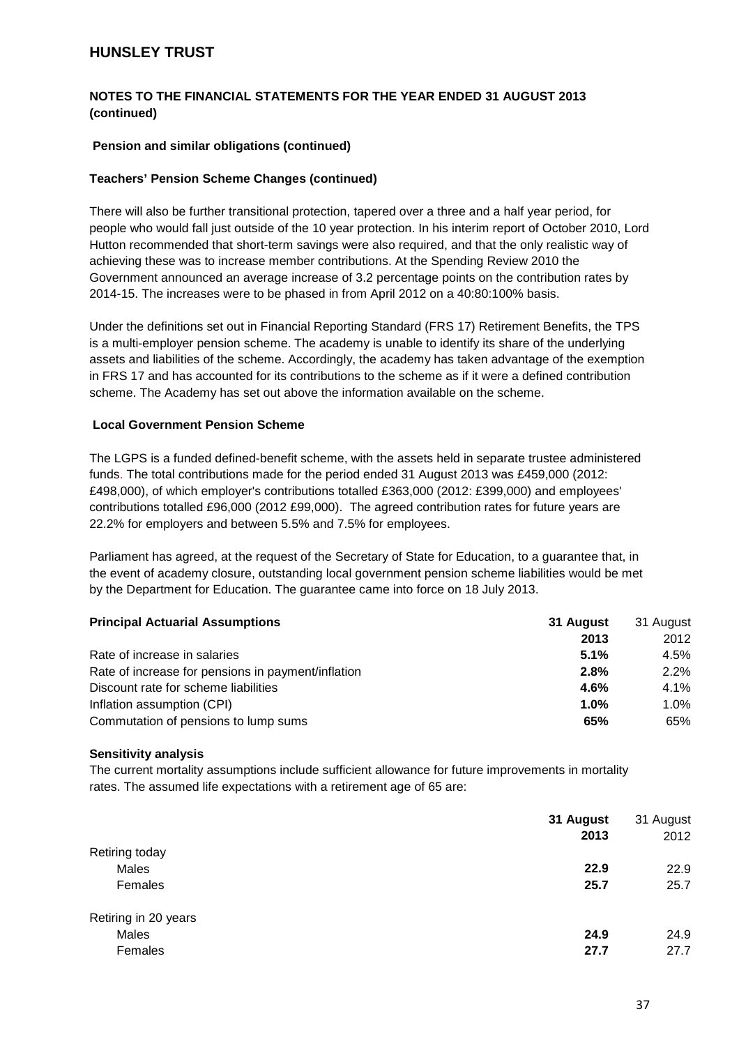# HUNSLEY TRUST

## NOTES TO THE FINANCIAL STATEMENTS FOR THE YEAR ENDED 31 AUGUST 2013 (continued)

### Pension and similar obligations (continued)

#### Teachers' Pension Scheme Changes (continued)

There will also be further transitional protection, tapered over a three and a half year period, for people who would fall just outside of the 10 year protection. In his interim report of October 2010, Lord Hutton recommended that short-term savings were also required, and that the only realistic way of achieving these was to increase member contributions. At the Spending Review 2010 the Government announced an average increase of 3.2 percentage points on the contribution rates by 2014-15. The increases were to be phased in from April 2012 on a 40:80:100% basis.

Under the definitions set out in Financial Reporting Standard (FRS 17) Retirement Benefits, the TPS is a multi-employer pension scheme. The academy is unable to identify its share of the underlying assets and liabilities of the scheme. Accordingly, the academy has taken advantage of the exemption in FRS 17 and has accounted for its contributions to the scheme as if it were a defined contribution scheme. The Academy has set out above the information available on the scheme.

#### Local Government Pension Scheme

The LGPS is a funded defined-benefit scheme, with the assets held in separate trustee administered funds. The total contributions made for the period ended 31 August 2013 was £459,000 (2012: £498,000), of which employer's contributions totalled £363,000 (2012: £399,000) and employees' contributions totalled £96,000 (2012 £99,000). The agreed contribution rates for future years are 22.2% for employers and between 5.5% and 7.5% for employees.

Parliament has agreed, at the request of the Secretary of State for Education, to a guarantee that, in the event of academy closure, outstanding local government pension scheme liabilities would be met by the Department for Education. The guarantee came into force on 18 July 2013.

| **Principal Actuarial Assumptions** | **31 August 2013** | 31 August 2012 |
|---|---|---|
| Rate of increase in salaries | **5.1%** | 4.5% |
| Rate of increase for pensions in payment/inflation | **2.8%** | 2.2% |
| Discount rate for scheme liabilities | **4.6%** | 4.1% |
| Inflation assumption (CPI) | **1.0%** | 1.0% |
| Commutation of pensions to lump sums | **65%** | 65% |

#### Sensitivity analysis

The current mortality assumptions include sufficient allowance for future improvements in mortality rates. The assumed life expectations with a retirement age of 65 are:

| | **31 August 2013** | 31 August 2012 |
|---|---|---|
| Retiring today | | |
| Males | **22.9** | 22.9 |
| Females | **25.7** | 25.7 |
| Retiring in 20 years | | |
| Males | **24.9** | 24.9 |
| Females | **27.7** | 27.7 |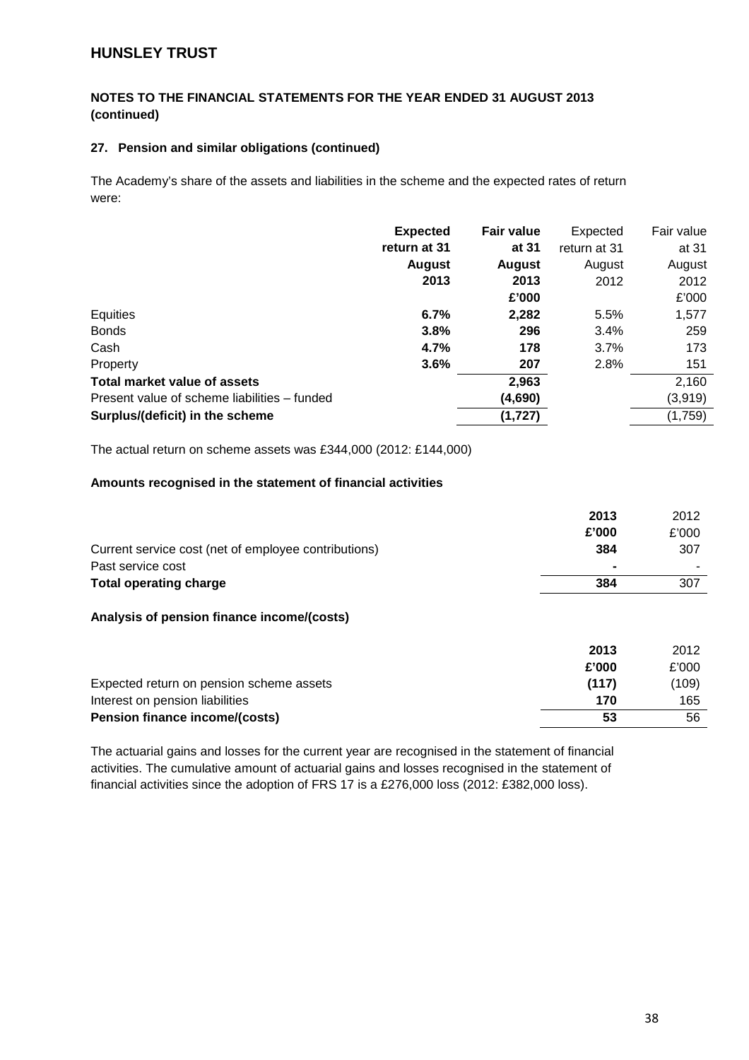# HUNSLEY TRUST

## NOTES TO THE FINANCIAL STATEMENTS FOR THE YEAR ENDED 31 AUGUST 2013 (continued)

### 27. Pension and similar obligations (continued)

The Academy's share of the assets and liabilities in the scheme and the expected rates of return were:

| | **Expected return at 31 August 2013** | **Fair value at 31 August 2013 £'000** | Expected return at 31 August 2012 | Fair value at 31 August 2012 £'000 |
|---|---|---|---|---|
| Equities | **6.7%** | **2,282** | 5.5% | 1,577 |
| Bonds | **3.8%** | **296** | 3.4% | 259 |
| Cash | **4.7%** | **178** | 3.7% | 173 |
| Property | **3.6%** | **207** | 2.8% | 151 |
| **Total market value of assets** | | **2,963** | | 2,160 |
| Present value of scheme liabilities – funded | | **(4,690)** | | (3,919) |
| **Surplus/(deficit) in the scheme** | | **(1,727)** | | (1,759) |

The actual return on scheme assets was £344,000 (2012: £144,000)

**Amounts recognised in the statement of financial activities**

| | **2013 £'000** | 2012 £'000 |
|---|---|---|
| Current service cost (net of employee contributions) | **384** | 307 |
| Past service cost | **-** | - |
| **Total operating charge** | **384** | 307 |

**Analysis of pension finance income/(costs)**

| | **2013 £'000** | 2012 £'000 |
|---|---|---|
| Expected return on pension scheme assets | **(117)** | (109) |
| Interest on pension liabilities | **170** | 165 |
| **Pension finance income/(costs)** | **53** | 56 |

The actuarial gains and losses for the current year are recognised in the statement of financial activities. The cumulative amount of actuarial gains and losses recognised in the statement of financial activities since the adoption of FRS 17 is a £276,000 loss (2012: £382,000 loss).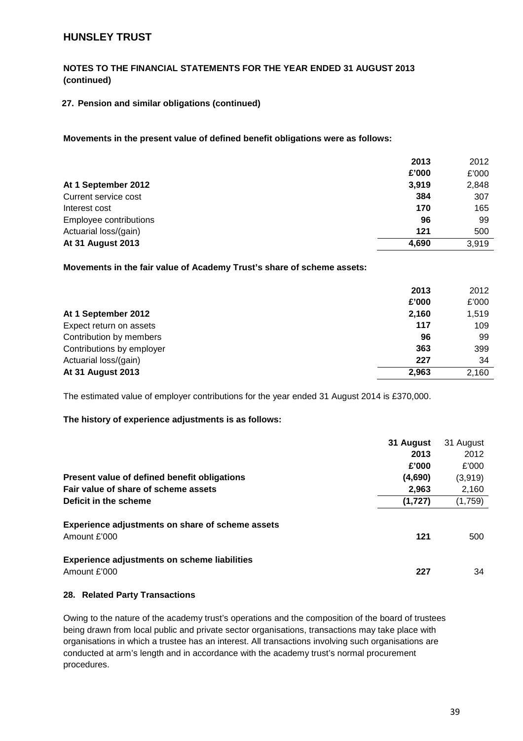## HUNSLEY TRUST

**NOTES TO THE FINANCIAL STATEMENTS FOR THE YEAR ENDED 31 AUGUST 2013 (continued)**

**27. Pension and similar obligations (continued)**

**Movements in the present value of defined benefit obligations were as follows:**

| | **2013** | 2012 |
|---|---|---|
| | **£'000** | £'000 |
| **At 1 September 2012** | **3,919** | 2,848 |
| Current service cost | **384** | 307 |
| Interest cost | **170** | 165 |
| Employee contributions | **96** | 99 |
| Actuarial loss/(gain) | **121** | 500 |
| **At 31 August 2013** | **4,690** | 3,919 |

**Movements in the fair value of Academy Trust's share of scheme assets:**

| | **2013** | 2012 |
|---|---|---|
| | **£'000** | £'000 |
| **At 1 September 2012** | **2,160** | 1,519 |
| Expect return on assets | **117** | 109 |
| Contribution by members | **96** | 99 |
| Contributions by employer | **363** | 399 |
| Actuarial loss/(gain) | **227** | 34 |
| **At 31 August 2013** | **2,963** | 2,160 |

The estimated value of employer contributions for the year ended 31 August 2014 is £370,000.

**The history of experience adjustments is as follows:**

| | **31 August 2013** | 31 August 2012 |
|---|---|---|
| | **£'000** | £'000 |
| **Present value of defined benefit obligations** | **(4,690)** | (3,919) |
| **Fair value of share of scheme assets** | **2,963** | 2,160 |
| **Deficit in the scheme** | **(1,727)** | (1,759) |
| | | |
| **Experience adjustments on share of scheme assets** | | |
| Amount £'000 | **121** | 500 |
| | | |
| **Experience adjustments on scheme liabilities** | | |
| Amount £'000 | **227** | 34 |

**28. Related Party Transactions**

Owing to the nature of the academy trust's operations and the composition of the board of trustees being drawn from local public and private sector organisations, transactions may take place with organisations in which a trustee has an interest. All transactions involving such organisations are conducted at arm's length and in accordance with the academy trust's normal procurement procedures.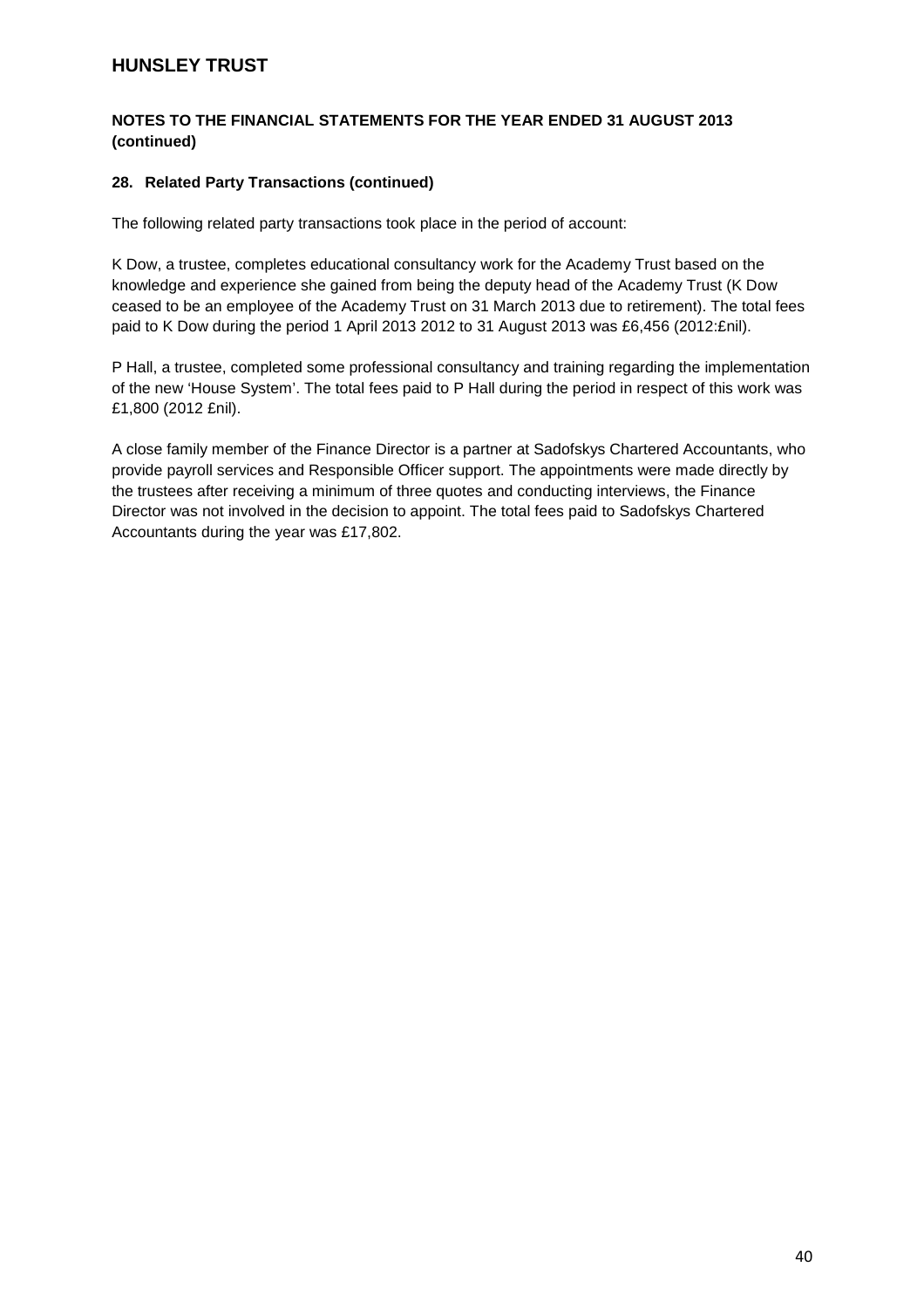# HUNSLEY TRUST

## NOTES TO THE FINANCIAL STATEMENTS FOR THE YEAR ENDED 31 AUGUST 2013 (continued)

### 28. Related Party Transactions (continued)

The following related party transactions took place in the period of account:

K Dow, a trustee, completes educational consultancy work for the Academy Trust based on the knowledge and experience she gained from being the deputy head of the Academy Trust (K Dow ceased to be an employee of the Academy Trust on 31 March 2013 due to retirement). The total fees paid to K Dow during the period 1 April 2013 2012 to 31 August 2013 was £6,456 (2012:£nil).

P Hall, a trustee, completed some professional consultancy and training regarding the implementation of the new 'House System'. The total fees paid to P Hall during the period in respect of this work was £1,800 (2012 £nil).

A close family member of the Finance Director is a partner at Sadofskys Chartered Accountants, who provide payroll services and Responsible Officer support. The appointments were made directly by the trustees after receiving a minimum of three quotes and conducting interviews, the Finance Director was not involved in the decision to appoint. The total fees paid to Sadofskys Chartered Accountants during the year was £17,802.